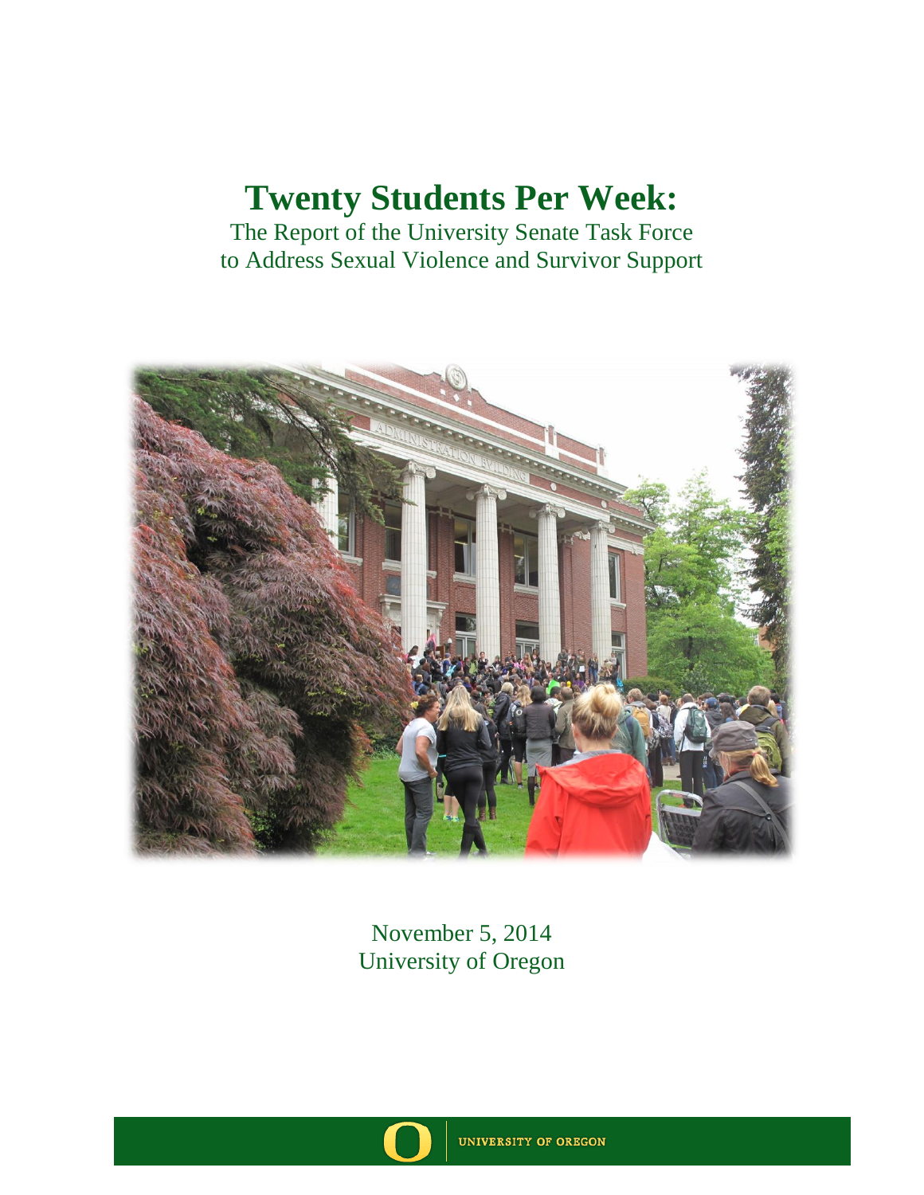# Twenty Students Per Week:

The Report of the University Senate Task Force
to Address Sexual Violence and Survivor Support

November 5, 2014
University of Oregon

UNIVERSITY OF OREGON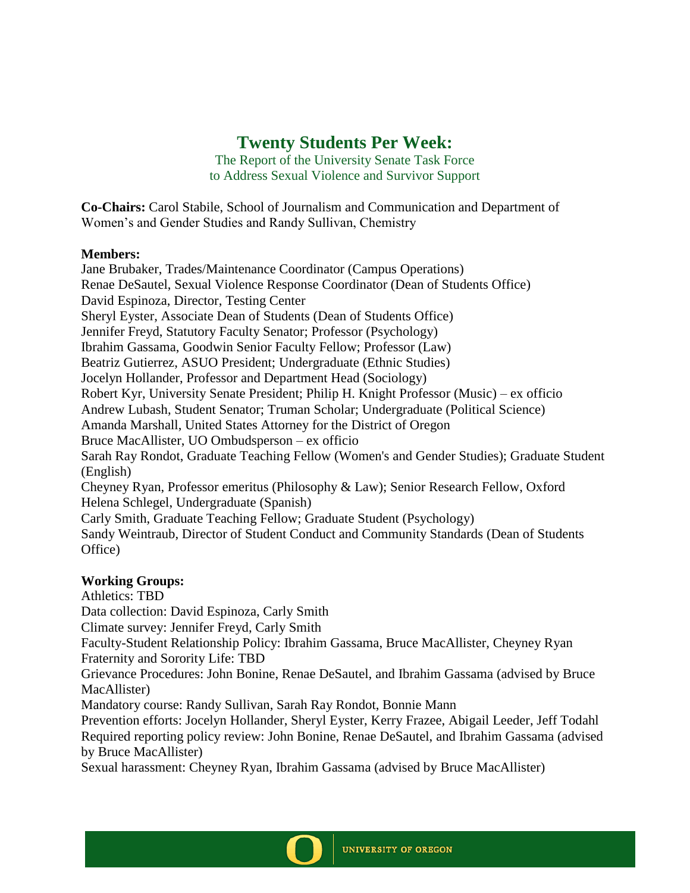# Twenty Students Per Week:

The Report of the University Senate Task Force
to Address Sexual Violence and Survivor Support

**Co-Chairs:** Carol Stabile, School of Journalism and Communication and Department of Women's and Gender Studies and Randy Sullivan, Chemistry

**Members:**

Jane Brubaker, Trades/Maintenance Coordinator (Campus Operations)
Renae DeSautel, Sexual Violence Response Coordinator (Dean of Students Office)
David Espinoza, Director, Testing Center
Sheryl Eyster, Associate Dean of Students (Dean of Students Office)
Jennifer Freyd, Statutory Faculty Senator; Professor (Psychology)
Ibrahim Gassama, Goodwin Senior Faculty Fellow; Professor (Law)
Beatriz Gutierrez, ASUO President; Undergraduate (Ethnic Studies)
Jocelyn Hollander, Professor and Department Head (Sociology)
Robert Kyr, University Senate President; Philip H. Knight Professor (Music) – ex officio
Andrew Lubash, Student Senator; Truman Scholar; Undergraduate (Political Science)
Amanda Marshall, United States Attorney for the District of Oregon
Bruce MacAllister, UO Ombudsperson – ex officio
Sarah Ray Rondot, Graduate Teaching Fellow (Women's and Gender Studies); Graduate Student (English)
Cheyney Ryan, Professor emeritus (Philosophy & Law); Senior Research Fellow, Oxford
Helena Schlegel, Undergraduate (Spanish)
Carly Smith, Graduate Teaching Fellow; Graduate Student (Psychology)
Sandy Weintraub, Director of Student Conduct and Community Standards (Dean of Students Office)

**Working Groups:**

Athletics: TBD
Data collection: David Espinoza, Carly Smith
Climate survey: Jennifer Freyd, Carly Smith
Faculty-Student Relationship Policy: Ibrahim Gassama, Bruce MacAllister, Cheyney Ryan
Fraternity and Sorority Life: TBD
Grievance Procedures: John Bonine, Renae DeSautel, and Ibrahim Gassama (advised by Bruce MacAllister)
Mandatory course: Randy Sullivan, Sarah Ray Rondot, Bonnie Mann
Prevention efforts: Jocelyn Hollander, Sheryl Eyster, Kerry Frazee, Abigail Leeder, Jeff Todahl
Required reporting policy review: John Bonine, Renae DeSautel, and Ibrahim Gassama (advised by Bruce MacAllister)
Sexual harassment: Cheyney Ryan, Ibrahim Gassama (advised by Bruce MacAllister)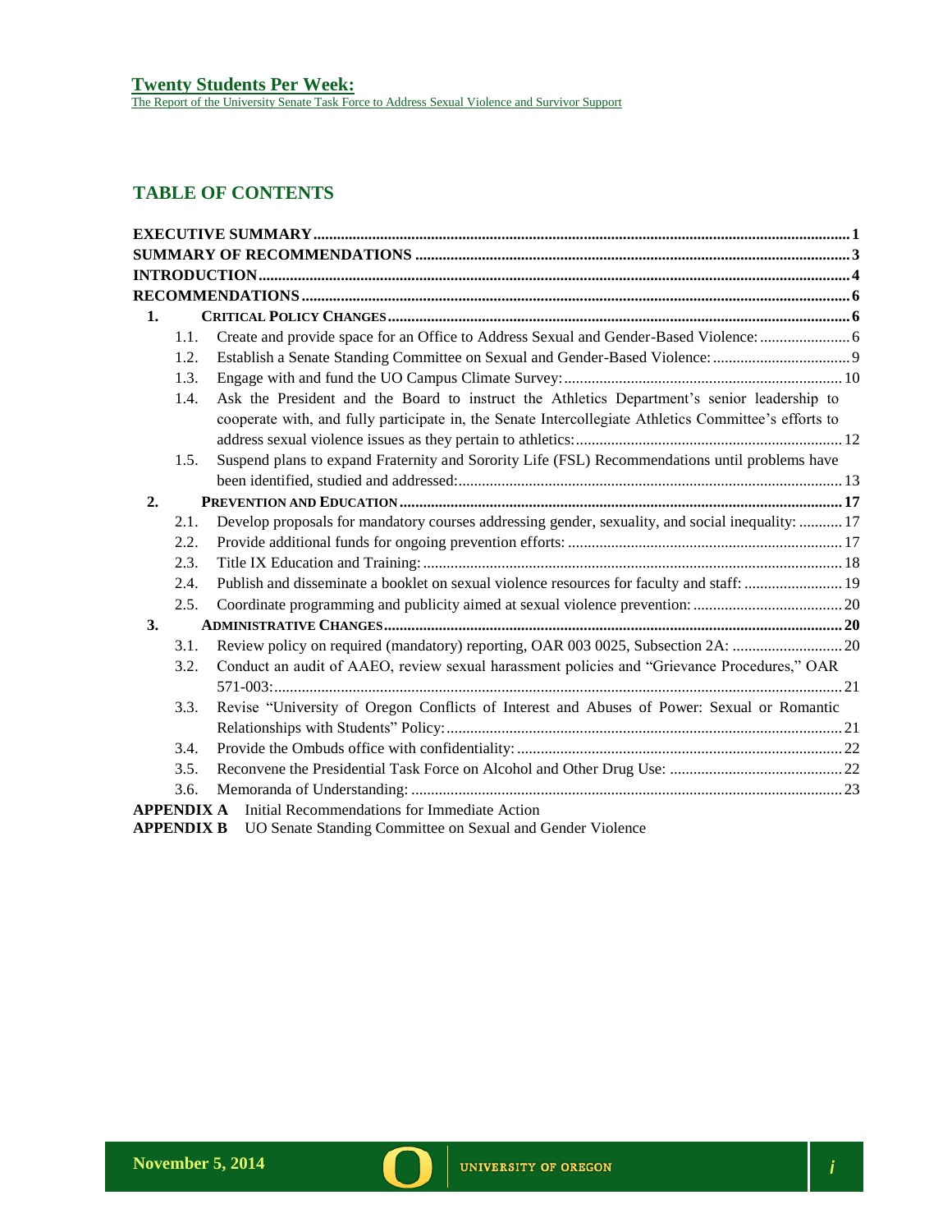# TABLE OF CONTENTS

**EXECUTIVE SUMMARY** ........ 1
**SUMMARY OF RECOMMENDATIONS** ........ 3
**INTRODUCTION** ........ 4
**RECOMMENDATIONS** ........ 6

**1. CRITICAL POLICY CHANGES** ........ 6
- 1.1. Create and provide space for an Office to Address Sexual and Gender-Based Violence: ........ 6
- 1.2. Establish a Senate Standing Committee on Sexual and Gender-Based Violence: ........ 9
- 1.3. Engage with and fund the UO Campus Climate Survey: ........ 10
- 1.4. Ask the President and the Board to instruct the Athletics Department's senior leadership to cooperate with, and fully participate in, the Senate Intercollegiate Athletics Committee's efforts to address sexual violence issues as they pertain to athletics: ........ 12
- 1.5. Suspend plans to expand Fraternity and Sorority Life (FSL) Recommendations until problems have been identified, studied and addressed: ........ 13

**2. PREVENTION AND EDUCATION** ........ 17
- 2.1. Develop proposals for mandatory courses addressing gender, sexuality, and social inequality: ........ 17
- 2.2. Provide additional funds for ongoing prevention efforts: ........ 17
- 2.3. Title IX Education and Training: ........ 18
- 2.4. Publish and disseminate a booklet on sexual violence resources for faculty and staff: ........ 19
- 2.5. Coordinate programming and publicity aimed at sexual violence prevention: ........ 20

**3. ADMINISTRATIVE CHANGES** ........ 20
- 3.1. Review policy on required (mandatory) reporting, OAR 003 0025, Subsection 2A: ........ 20
- 3.2. Conduct an audit of AAEO, review sexual harassment policies and "Grievance Procedures," OAR 571-003: ........ 21
- 3.3. Revise "University of Oregon Conflicts of Interest and Abuses of Power: Sexual or Romantic Relationships with Students" Policy: ........ 21
- 3.4. Provide the Ombuds office with confidentiality: ........ 22
- 3.5. Reconvene the Presidential Task Force on Alcohol and Other Drug Use: ........ 22
- 3.6. Memoranda of Understanding: ........ 23

**APPENDIX A** Initial Recommendations for Immediate Action
**APPENDIX B** UO Senate Standing Committee on Sexual and Gender Violence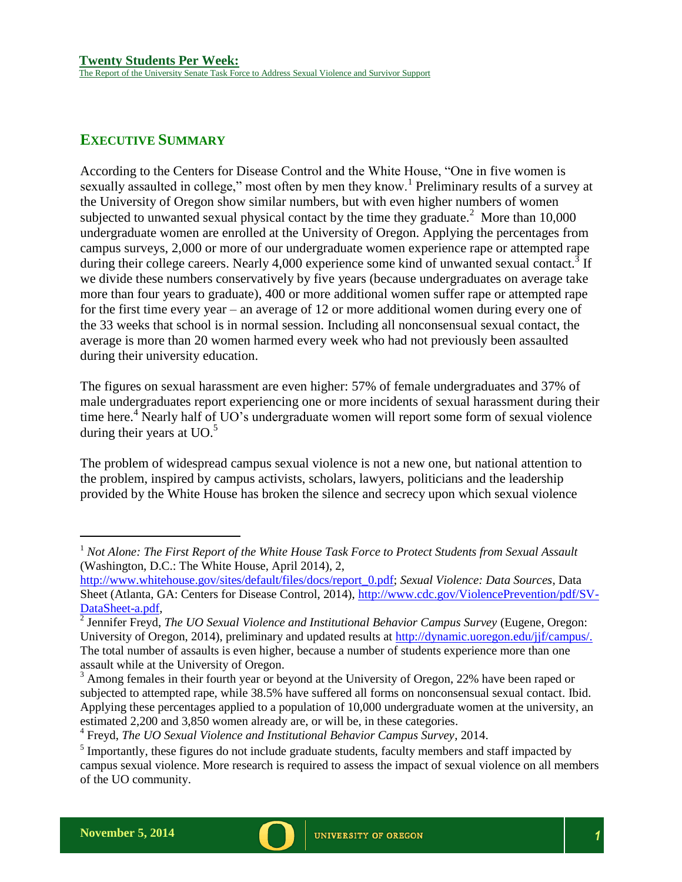## EXECUTIVE SUMMARY

According to the Centers for Disease Control and the White House, "One in five women is sexually assaulted in college," most often by men they know.[1] Preliminary results of a survey at the University of Oregon show similar numbers, but with even higher numbers of women subjected to unwanted sexual physical contact by the time they graduate.[2] More than 10,000 undergraduate women are enrolled at the University of Oregon. Applying the percentages from campus surveys, 2,000 or more of our undergraduate women experience rape or attempted rape during their college careers. Nearly 4,000 experience some kind of unwanted sexual contact.[3] If we divide these numbers conservatively by five years (because undergraduates on average take more than four years to graduate), 400 or more additional women suffer rape or attempted rape for the first time every year – an average of 12 or more additional women during every one of the 33 weeks that school is in normal session. Including all nonconsensual sexual contact, the average is more than 20 women harmed every week who had not previously been assaulted during their university education.

The figures on sexual harassment are even higher: 57% of female undergraduates and 37% of male undergraduates report experiencing one or more incidents of sexual harassment during their time here.[4] Nearly half of UO's undergraduate women will report some form of sexual violence during their years at UO.[5]

The problem of widespread campus sexual violence is not a new one, but national attention to the problem, inspired by campus activists, scholars, lawyers, politicians and the leadership provided by the White House has broken the silence and secrecy upon which sexual violence

---

[1] *Not Alone: The First Report of the White House Task Force to Protect Students from Sexual Assault* (Washington, D.C.: The White House, April 2014), 2, http://www.whitehouse.gov/sites/default/files/docs/report_0.pdf; *Sexual Violence: Data Sources*, Data Sheet (Atlanta, GA: Centers for Disease Control, 2014), http://www.cdc.gov/ViolencePrevention/pdf/SV-DataSheet-a.pdf,

[2] Jennifer Freyd, *The UO Sexual Violence and Institutional Behavior Campus Survey* (Eugene, Oregon: University of Oregon, 2014), preliminary and updated results at http://dynamic.uoregon.edu/jjf/campus/. The total number of assaults is even higher, because a number of students experience more than one assault while at the University of Oregon.

[3] Among females in their fourth year or beyond at the University of Oregon, 22% have been raped or subjected to attempted rape, while 38.5% have suffered all forms on nonconsensual sexual contact. Ibid. Applying these percentages applied to a population of 10,000 undergraduate women at the university, an estimated 2,200 and 3,850 women already are, or will be, in these categories.

[4] Freyd, *The UO Sexual Violence and Institutional Behavior Campus Survey*, 2014.

[5] Importantly, these figures do not include graduate students, faculty members and staff impacted by campus sexual violence. More research is required to assess the impact of sexual violence on all members of the UO community.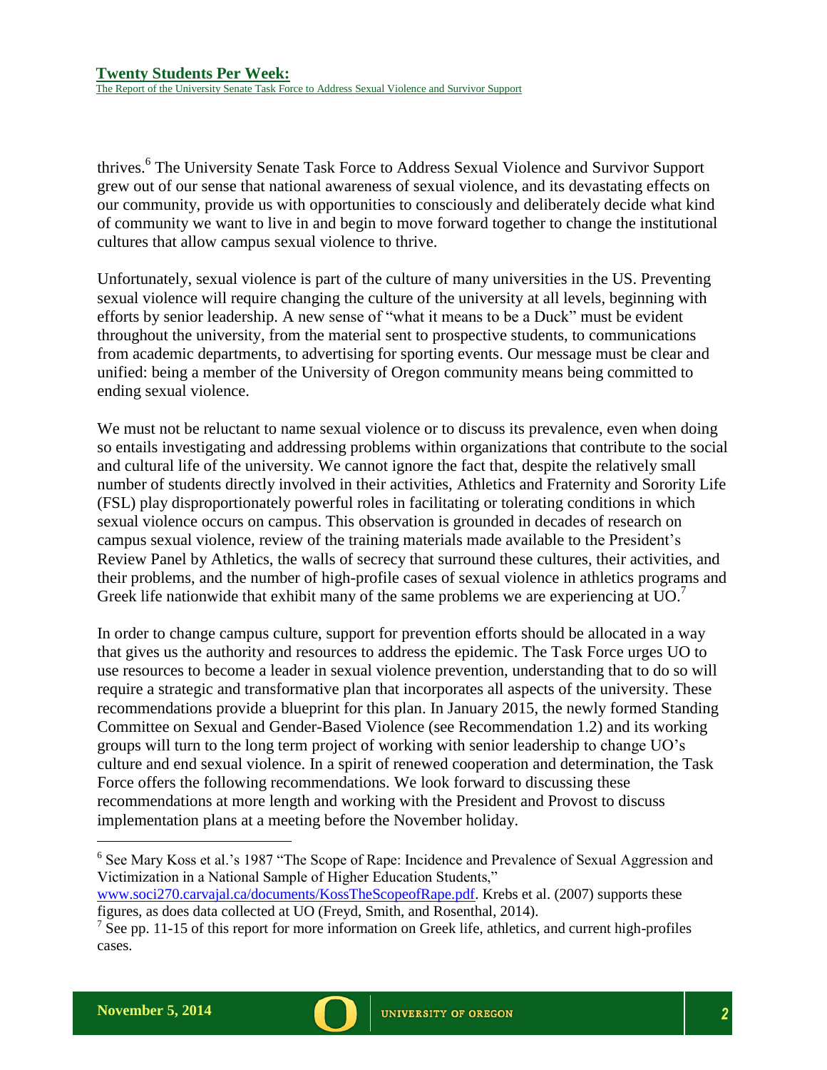thrives.[6] The University Senate Task Force to Address Sexual Violence and Survivor Support grew out of our sense that national awareness of sexual violence, and its devastating effects on our community, provide us with opportunities to consciously and deliberately decide what kind of community we want to live in and begin to move forward together to change the institutional cultures that allow campus sexual violence to thrive.

Unfortunately, sexual violence is part of the culture of many universities in the US. Preventing sexual violence will require changing the culture of the university at all levels, beginning with efforts by senior leadership. A new sense of "what it means to be a Duck" must be evident throughout the university, from the material sent to prospective students, to communications from academic departments, to advertising for sporting events. Our message must be clear and unified: being a member of the University of Oregon community means being committed to ending sexual violence.

We must not be reluctant to name sexual violence or to discuss its prevalence, even when doing so entails investigating and addressing problems within organizations that contribute to the social and cultural life of the university. We cannot ignore the fact that, despite the relatively small number of students directly involved in their activities, Athletics and Fraternity and Sorority Life (FSL) play disproportionately powerful roles in facilitating or tolerating conditions in which sexual violence occurs on campus. This observation is grounded in decades of research on campus sexual violence, review of the training materials made available to the President's Review Panel by Athletics, the walls of secrecy that surround these cultures, their activities, and their problems, and the number of high-profile cases of sexual violence in athletics programs and Greek life nationwide that exhibit many of the same problems we are experiencing at UO.[7]

In order to change campus culture, support for prevention efforts should be allocated in a way that gives us the authority and resources to address the epidemic. The Task Force urges UO to use resources to become a leader in sexual violence prevention, understanding that to do so will require a strategic and transformative plan that incorporates all aspects of the university. These recommendations provide a blueprint for this plan. In January 2015, the newly formed Standing Committee on Sexual and Gender-Based Violence (see Recommendation 1.2) and its working groups will turn to the long term project of working with senior leadership to change UO's culture and end sexual violence. In a spirit of renewed cooperation and determination, the Task Force offers the following recommendations. We look forward to discussing these recommendations at more length and working with the President and Provost to discuss implementation plans at a meeting before the November holiday.

---

[6] See Mary Koss et al.'s 1987 "The Scope of Rape: Incidence and Prevalence of Sexual Aggression and Victimization in a National Sample of Higher Education Students," www.soci270.carvajal.ca/documents/KossTheScopeofRape.pdf. Krebs et al. (2007) supports these figures, as does data collected at UO (Freyd, Smith, and Rosenthal, 2014).

[7] See pp. 11-15 of this report for more information on Greek life, athletics, and current high-profiles cases.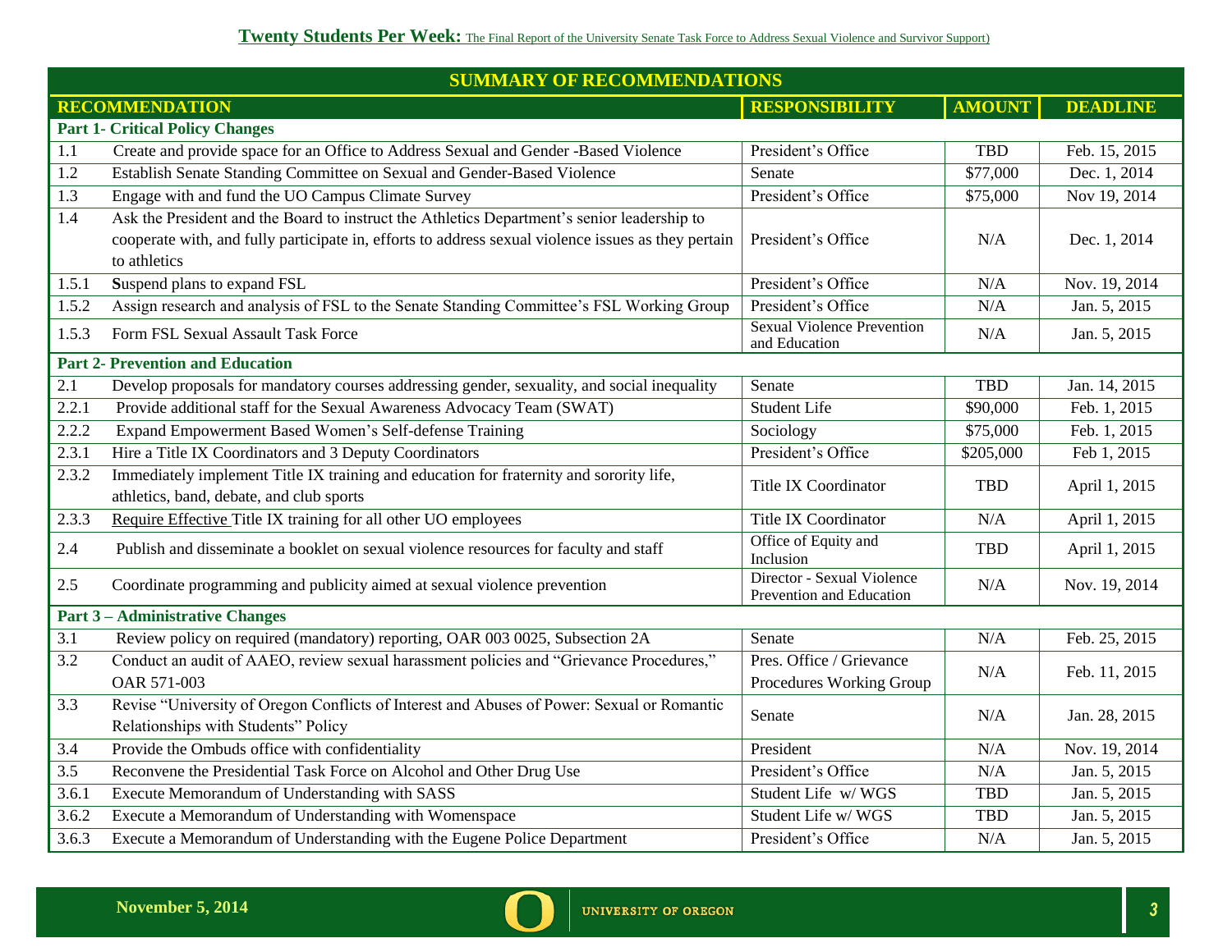## SUMMARY OF RECOMMENDATIONS

| RECOMMENDATION | | RESPONSIBILITY | AMOUNT | DEADLINE |
|---|---|---|---|---|
| **Part 1- Critical Policy Changes** | | | | |
| 1.1 | Create and provide space for an Office to Address Sexual and Gender -Based Violence | President's Office | TBD | Feb. 15, 2015 |
| 1.2 | Establish Senate Standing Committee on Sexual and Gender-Based Violence | Senate | $77,000 | Dec. 1, 2014 |
| 1.3 | Engage with and fund the UO Campus Climate Survey | President's Office | $75,000 | Nov 19, 2014 |
| 1.4 | Ask the President and the Board to instruct the Athletics Department's senior leadership to cooperate with, and fully participate in, efforts to address sexual violence issues as they pertain to athletics | President's Office | N/A | Dec. 1, 2014 |
| 1.5.1 | **S**uspend plans to expand FSL | President's Office | N/A | Nov. 19, 2014 |
| 1.5.2 | Assign research and analysis of FSL to the Senate Standing Committee's FSL Working Group | President's Office | N/A | Jan. 5, 2015 |
| 1.5.3 | Form FSL Sexual Assault Task Force | Sexual Violence Prevention and Education | N/A | Jan. 5, 2015 |
| **Part 2- Prevention and Education** | | | | |
| 2.1 | Develop proposals for mandatory courses addressing gender, sexuality, and social inequality | Senate | TBD | Jan. 14, 2015 |
| 2.2.1 | Provide additional staff for the Sexual Awareness Advocacy Team (SWAT) | Student Life | $90,000 | Feb. 1, 2015 |
| 2.2.2 | Expand Empowerment Based Women's Self-defense Training | Sociology | $75,000 | Feb. 1, 2015 |
| 2.3.1 | Hire a Title IX Coordinators and 3 Deputy Coordinators | President's Office | $205,000 | Feb 1, 2015 |
| 2.3.2 | Immediately implement Title IX training and education for fraternity and sorority life, athletics, band, debate, and club sports | Title IX Coordinator | TBD | April 1, 2015 |
| 2.3.3 | Require Effective Title IX training for all other UO employees | Title IX Coordinator | N/A | April 1, 2015 |
| 2.4 | Publish and disseminate a booklet on sexual violence resources for faculty and staff | Office of Equity and Inclusion | TBD | April 1, 2015 |
| 2.5 | Coordinate programming and publicity aimed at sexual violence prevention | Director - Sexual Violence Prevention and Education | N/A | Nov. 19, 2014 |
| **Part 3 – Administrative Changes** | | | | |
| 3.1 | Review policy on required (mandatory) reporting, OAR 003 0025, Subsection 2A | Senate | N/A | Feb. 25, 2015 |
| 3.2 | Conduct an audit of AAEO, review sexual harassment policies and "Grievance Procedures," OAR 571-003 | Pres. Office / Grievance Procedures Working Group | N/A | Feb. 11, 2015 |
| 3.3 | Revise "University of Oregon Conflicts of Interest and Abuses of Power: Sexual or Romantic Relationships with Students" Policy | Senate | N/A | Jan. 28, 2015 |
| 3.4 | Provide the Ombuds office with confidentiality | President | N/A | Nov. 19, 2014 |
| 3.5 | Reconvene the Presidential Task Force on Alcohol and Other Drug Use | President's Office | N/A | Jan. 5, 2015 |
| 3.6.1 | Execute Memorandum of Understanding with SASS | Student Life w/ WGS | TBD | Jan. 5, 2015 |
| 3.6.2 | Execute a Memorandum of Understanding with Womenspace | Student Life w/ WGS | TBD | Jan. 5, 2015 |
| 3.6.3 | Execute a Memorandum of Understanding with the Eugene Police Department | President's Office | N/A | Jan. 5, 2015 |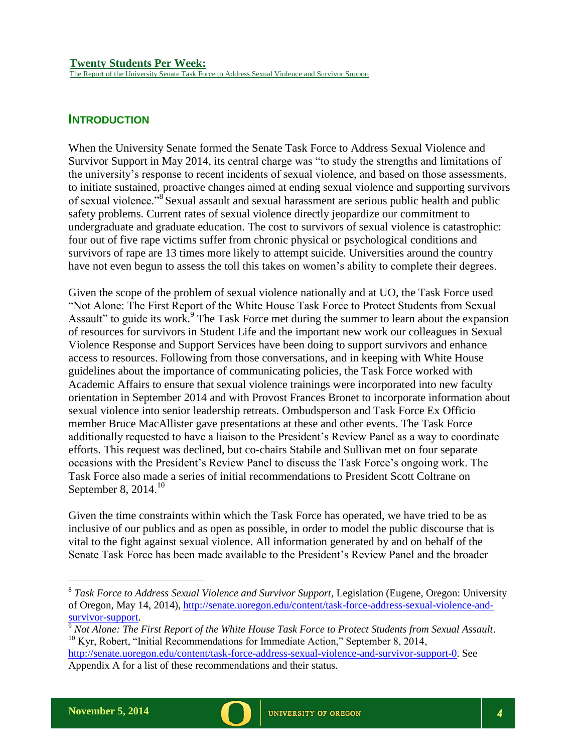## INTRODUCTION

When the University Senate formed the Senate Task Force to Address Sexual Violence and Survivor Support in May 2014, its central charge was "to study the strengths and limitations of the university's response to recent incidents of sexual violence, and based on those assessments, to initiate sustained, proactive changes aimed at ending sexual violence and supporting survivors of sexual violence."[8] Sexual assault and sexual harassment are serious public health and public safety problems. Current rates of sexual violence directly jeopardize our commitment to undergraduate and graduate education. The cost to survivors of sexual violence is catastrophic: four out of five rape victims suffer from chronic physical or psychological conditions and survivors of rape are 13 times more likely to attempt suicide. Universities around the country have not even begun to assess the toll this takes on women's ability to complete their degrees.

Given the scope of the problem of sexual violence nationally and at UO, the Task Force used "Not Alone: The First Report of the White House Task Force to Protect Students from Sexual Assault" to guide its work.[9] The Task Force met during the summer to learn about the expansion of resources for survivors in Student Life and the important new work our colleagues in Sexual Violence Response and Support Services have been doing to support survivors and enhance access to resources. Following from those conversations, and in keeping with White House guidelines about the importance of communicating policies, the Task Force worked with Academic Affairs to ensure that sexual violence trainings were incorporated into new faculty orientation in September 2014 and with Provost Frances Bronet to incorporate information about sexual violence into senior leadership retreats. Ombudsperson and Task Force Ex Officio member Bruce MacAllister gave presentations at these and other events. The Task Force additionally requested to have a liaison to the President's Review Panel as a way to coordinate efforts. This request was declined, but co-chairs Stabile and Sullivan met on four separate occasions with the President's Review Panel to discuss the Task Force's ongoing work. The Task Force also made a series of initial recommendations to President Scott Coltrane on September 8, 2014.[10]

Given the time constraints within which the Task Force has operated, we have tried to be as inclusive of our publics and as open as possible, in order to model the public discourse that is vital to the fight against sexual violence. All information generated by and on behalf of the Senate Task Force has been made available to the President's Review Panel and the broader

---

[8] *Task Force to Address Sexual Violence and Survivor Support*, Legislation (Eugene, Oregon: University of Oregon, May 14, 2014), http://senate.uoregon.edu/content/task-force-address-sexual-violence-and-survivor-support.

[9] *Not Alone: The First Report of the White House Task Force to Protect Students from Sexual Assault*.

[10] Kyr, Robert, "Initial Recommendations for Immediate Action," September 8, 2014, http://senate.uoregon.edu/content/task-force-address-sexual-violence-and-survivor-support-0. See Appendix A for a list of these recommendations and their status.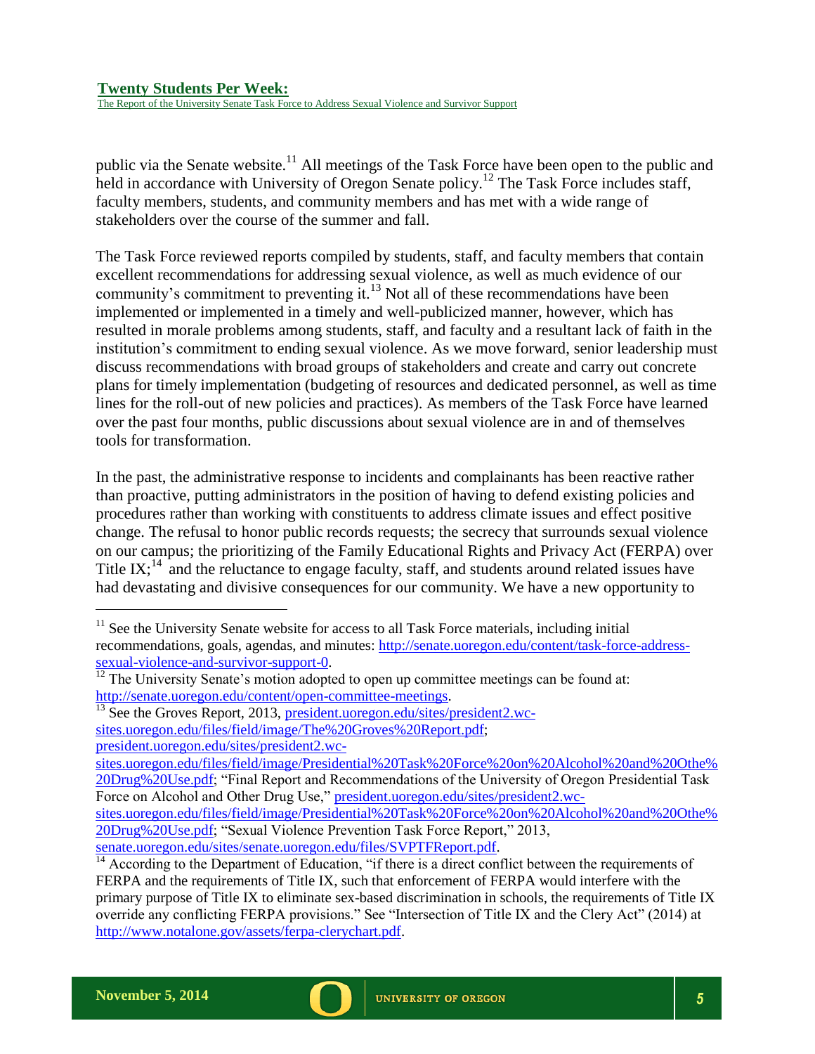public via the Senate website.[11] All meetings of the Task Force have been open to the public and held in accordance with University of Oregon Senate policy.[12] The Task Force includes staff, faculty members, students, and community members and has met with a wide range of stakeholders over the course of the summer and fall.

The Task Force reviewed reports compiled by students, staff, and faculty members that contain excellent recommendations for addressing sexual violence, as well as much evidence of our community's commitment to preventing it.[13] Not all of these recommendations have been implemented or implemented in a timely and well-publicized manner, however, which has resulted in morale problems among students, staff, and faculty and a resultant lack of faith in the institution's commitment to ending sexual violence. As we move forward, senior leadership must discuss recommendations with broad groups of stakeholders and create and carry out concrete plans for timely implementation (budgeting of resources and dedicated personnel, as well as time lines for the roll-out of new policies and practices). As members of the Task Force have learned over the past four months, public discussions about sexual violence are in and of themselves tools for transformation.

In the past, the administrative response to incidents and complainants has been reactive rather than proactive, putting administrators in the position of having to defend existing policies and procedures rather than working with constituents to address climate issues and effect positive change. The refusal to honor public records requests; the secrecy that surrounds sexual violence on our campus; the prioritizing of the Family Educational Rights and Privacy Act (FERPA) over Title IX;[14] and the reluctance to engage faculty, staff, and students around related issues have had devastating and divisive consequences for our community. We have a new opportunity to

---

[11] See the University Senate website for access to all Task Force materials, including initial recommendations, goals, agendas, and minutes: http://senate.uoregon.edu/content/task-force-address-sexual-violence-and-survivor-support-0.

[12] The University Senate's motion adopted to open up committee meetings can be found at: http://senate.uoregon.edu/content/open-committee-meetings.

[13] See the Groves Report, 2013, president.uoregon.edu/sites/president2.wc-sites.uoregon.edu/files/field/image/The%20Groves%20Report.pdf; president.uoregon.edu/sites/president2.wc-sites.uoregon.edu/files/field/image/Presidential%20Task%20Force%20on%20Alcohol%20and%20Othe%20Drug%20Use.pdf; "Final Report and Recommendations of the University of Oregon Presidential Task Force on Alcohol and Other Drug Use," president.uoregon.edu/sites/president2.wc-sites.uoregon.edu/files/field/image/Presidential%20Task%20Force%20on%20Alcohol%20and%20Othe%20Drug%20Use.pdf; "Sexual Violence Prevention Task Force Report," 2013, senate.uoregon.edu/sites/senate.uoregon.edu/files/SVPTFReport.pdf.

[14] According to the Department of Education, "if there is a direct conflict between the requirements of FERPA and the requirements of Title IX, such that enforcement of FERPA would interfere with the primary purpose of Title IX to eliminate sex-based discrimination in schools, the requirements of Title IX override any conflicting FERPA provisions." See "Intersection of Title IX and the Clery Act" (2014) at http://www.notalone.gov/assets/ferpa-clerychart.pdf.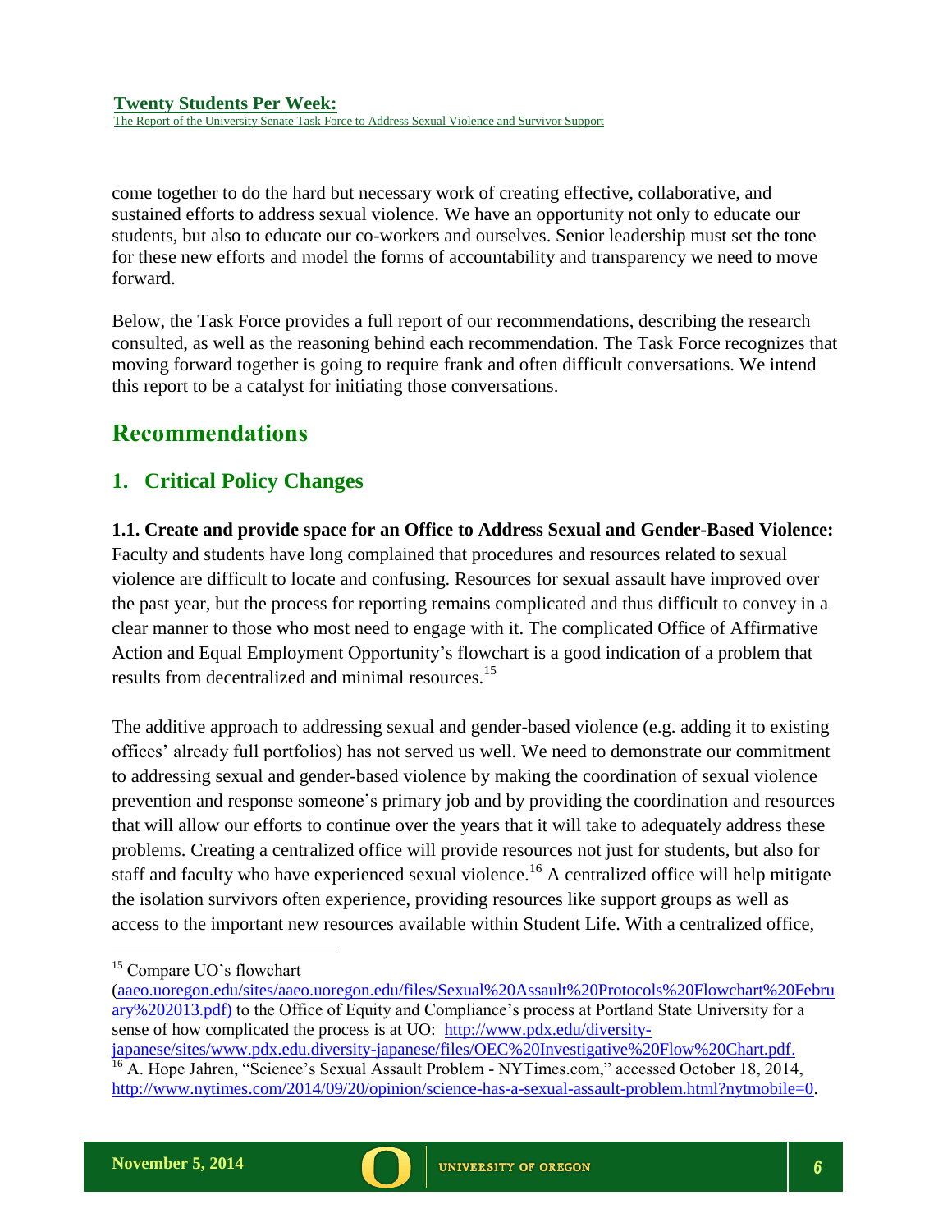come together to do the hard but necessary work of creating effective, collaborative, and sustained efforts to address sexual violence. We have an opportunity not only to educate our students, but also to educate our co-workers and ourselves. Senior leadership must set the tone for these new efforts and model the forms of accountability and transparency we need to move forward.

Below, the Task Force provides a full report of our recommendations, describing the research consulted, as well as the reasoning behind each recommendation. The Task Force recognizes that moving forward together is going to require frank and often difficult conversations. We intend this report to be a catalyst for initiating those conversations.

# Recommendations

## 1. Critical Policy Changes

**1.1. Create and provide space for an Office to Address Sexual and Gender-Based Violence:** Faculty and students have long complained that procedures and resources related to sexual violence are difficult to locate and confusing. Resources for sexual assault have improved over the past year, but the process for reporting remains complicated and thus difficult to convey in a clear manner to those who most need to engage with it. The complicated Office of Affirmative Action and Equal Employment Opportunity's flowchart is a good indication of a problem that results from decentralized and minimal resources.[15]

The additive approach to addressing sexual and gender-based violence (e.g. adding it to existing offices' already full portfolios) has not served us well. We need to demonstrate our commitment to addressing sexual and gender-based violence by making the coordination of sexual violence prevention and response someone's primary job and by providing the coordination and resources that will allow our efforts to continue over the years that it will take to adequately address these problems. Creating a centralized office will provide resources not just for students, but also for staff and faculty who have experienced sexual violence.[16] A centralized office will help mitigate the isolation survivors often experience, providing resources like support groups as well as access to the important new resources available within Student Life. With a centralized office,

---

[15] Compare UO's flowchart (aaeo.uoregon.edu/sites/aaeo.uoregon.edu/files/Sexual%20Assault%20Protocols%20Flowchart%20February%202013.pdf) to the Office of Equity and Compliance's process at Portland State University for a sense of how complicated the process is at UO: http://www.pdx.edu/diversity-japanese/sites/www.pdx.edu.diversity-japanese/files/OEC%20Investigative%20Flow%20Chart.pdf.

[16] A. Hope Jahren, "Science's Sexual Assault Problem - NYTimes.com," accessed October 18, 2014, http://www.nytimes.com/2014/09/20/opinion/science-has-a-sexual-assault-problem.html?nytmobile=0.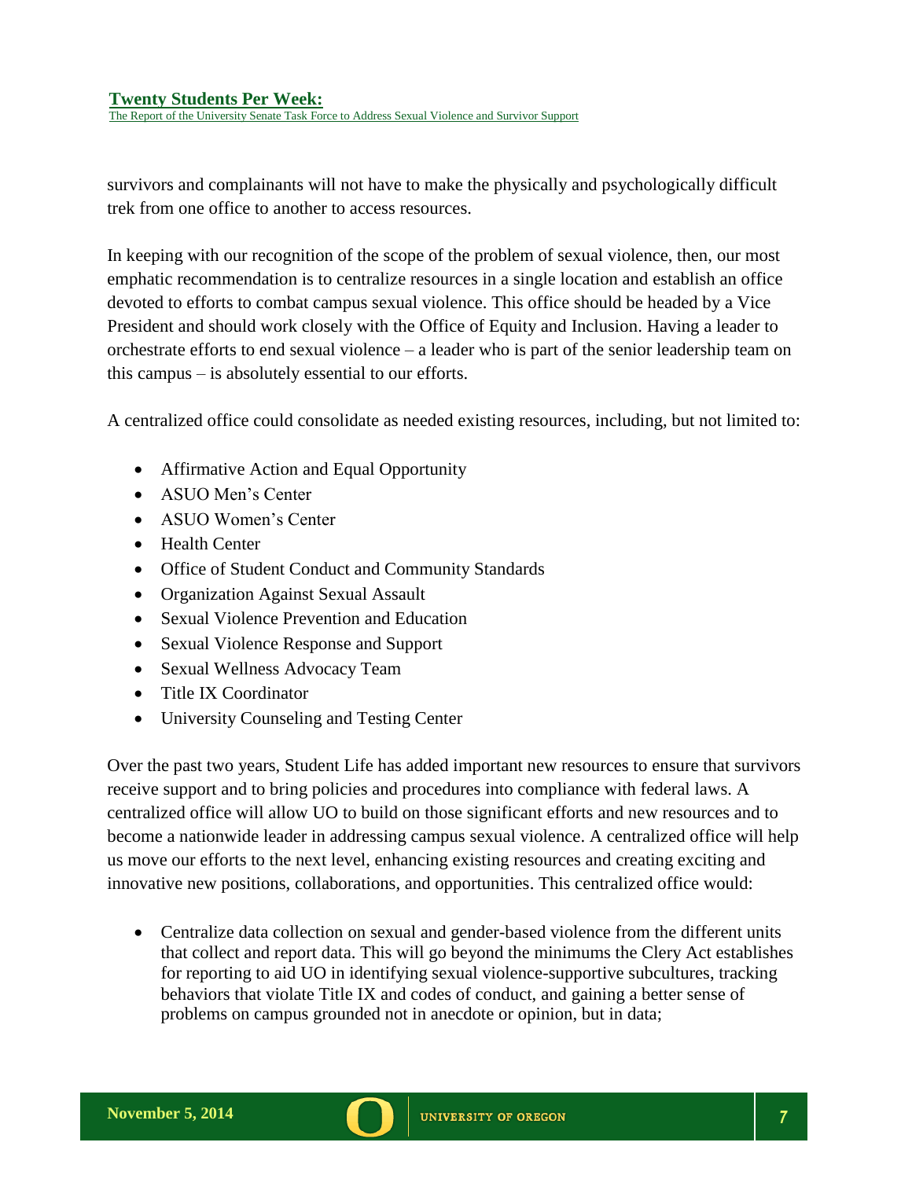survivors and complainants will not have to make the physically and psychologically difficult trek from one office to another to access resources.

In keeping with our recognition of the scope of the problem of sexual violence, then, our most emphatic recommendation is to centralize resources in a single location and establish an office devoted to efforts to combat campus sexual violence. This office should be headed by a Vice President and should work closely with the Office of Equity and Inclusion. Having a leader to orchestrate efforts to end sexual violence – a leader who is part of the senior leadership team on this campus – is absolutely essential to our efforts.

A centralized office could consolidate as needed existing resources, including, but not limited to:

- Affirmative Action and Equal Opportunity
- ASUO Men's Center
- ASUO Women's Center
- Health Center
- Office of Student Conduct and Community Standards
- Organization Against Sexual Assault
- Sexual Violence Prevention and Education
- Sexual Violence Response and Support
- Sexual Wellness Advocacy Team
- Title IX Coordinator
- University Counseling and Testing Center

Over the past two years, Student Life has added important new resources to ensure that survivors receive support and to bring policies and procedures into compliance with federal laws. A centralized office will allow UO to build on those significant efforts and new resources and to become a nationwide leader in addressing campus sexual violence. A centralized office will help us move our efforts to the next level, enhancing existing resources and creating exciting and innovative new positions, collaborations, and opportunities. This centralized office would:

- Centralize data collection on sexual and gender-based violence from the different units that collect and report data. This will go beyond the minimums the Clery Act establishes for reporting to aid UO in identifying sexual violence-supportive subcultures, tracking behaviors that violate Title IX and codes of conduct, and gaining a better sense of problems on campus grounded not in anecdote or opinion, but in data;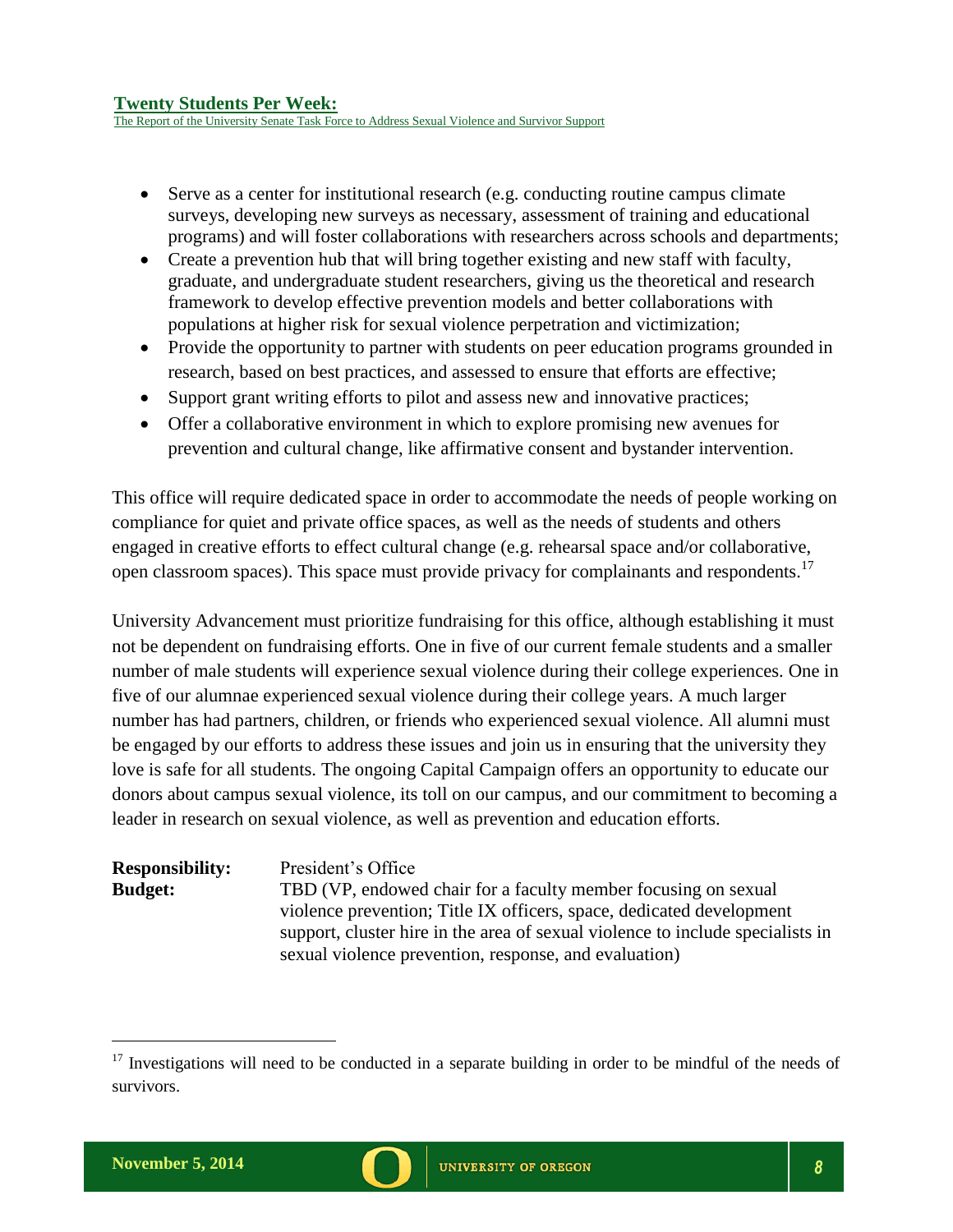- Serve as a center for institutional research (e.g. conducting routine campus climate surveys, developing new surveys as necessary, assessment of training and educational programs) and will foster collaborations with researchers across schools and departments;
- Create a prevention hub that will bring together existing and new staff with faculty, graduate, and undergraduate student researchers, giving us the theoretical and research framework to develop effective prevention models and better collaborations with populations at higher risk for sexual violence perpetration and victimization;
- Provide the opportunity to partner with students on peer education programs grounded in research, based on best practices, and assessed to ensure that efforts are effective;
- Support grant writing efforts to pilot and assess new and innovative practices;
- Offer a collaborative environment in which to explore promising new avenues for prevention and cultural change, like affirmative consent and bystander intervention.

This office will require dedicated space in order to accommodate the needs of people working on compliance for quiet and private office spaces, as well as the needs of students and others engaged in creative efforts to effect cultural change (e.g. rehearsal space and/or collaborative, open classroom spaces). This space must provide privacy for complainants and respondents.[17]

University Advancement must prioritize fundraising for this office, although establishing it must not be dependent on fundraising efforts. One in five of our current female students and a smaller number of male students will experience sexual violence during their college experiences. One in five of our alumnae experienced sexual violence during their college years. A much larger number has had partners, children, or friends who experienced sexual violence. All alumni must be engaged by our efforts to address these issues and join us in ensuring that the university they love is safe for all students. The ongoing Capital Campaign offers an opportunity to educate our donors about campus sexual violence, its toll on our campus, and our commitment to becoming a leader in research on sexual violence, as well as prevention and education efforts.

**Responsibility:** President's Office

**Budget:** TBD (VP, endowed chair for a faculty member focusing on sexual violence prevention; Title IX officers, space, dedicated development support, cluster hire in the area of sexual violence to include specialists in sexual violence prevention, response, and evaluation)

---

[17] Investigations will need to be conducted in a separate building in order to be mindful of the needs of survivors.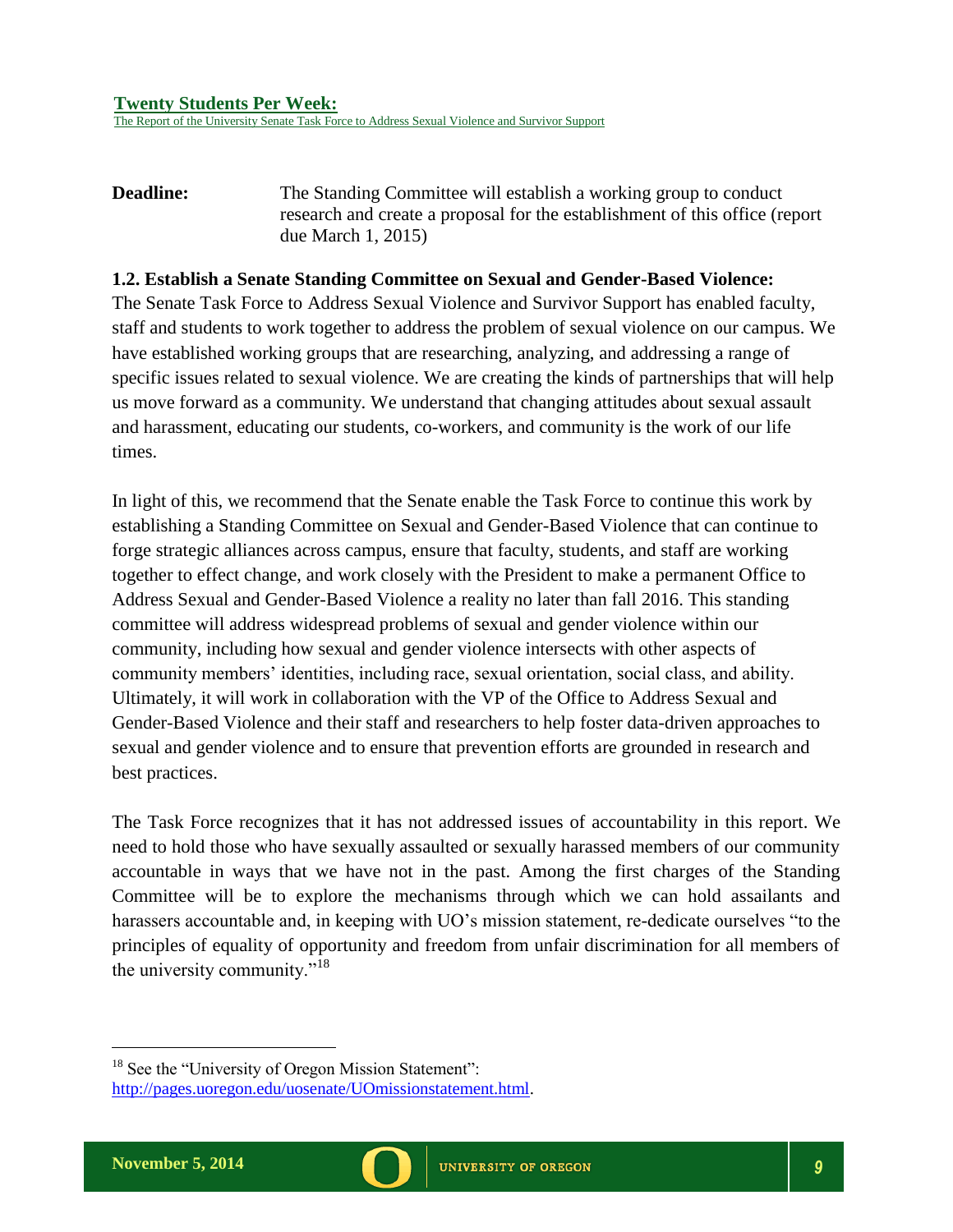**Deadline:** The Standing Committee will establish a working group to conduct research and create a proposal for the establishment of this office (report due March 1, 2015)

**1.2. Establish a Senate Standing Committee on Sexual and Gender-Based Violence:**

The Senate Task Force to Address Sexual Violence and Survivor Support has enabled faculty, staff and students to work together to address the problem of sexual violence on our campus. We have established working groups that are researching, analyzing, and addressing a range of specific issues related to sexual violence. We are creating the kinds of partnerships that will help us move forward as a community. We understand that changing attitudes about sexual assault and harassment, educating our students, co-workers, and community is the work of our life times.

In light of this, we recommend that the Senate enable the Task Force to continue this work by establishing a Standing Committee on Sexual and Gender-Based Violence that can continue to forge strategic alliances across campus, ensure that faculty, students, and staff are working together to effect change, and work closely with the President to make a permanent Office to Address Sexual and Gender-Based Violence a reality no later than fall 2016. This standing committee will address widespread problems of sexual and gender violence within our community, including how sexual and gender violence intersects with other aspects of community members' identities, including race, sexual orientation, social class, and ability. Ultimately, it will work in collaboration with the VP of the Office to Address Sexual and Gender-Based Violence and their staff and researchers to help foster data-driven approaches to sexual and gender violence and to ensure that prevention efforts are grounded in research and best practices.

The Task Force recognizes that it has not addressed issues of accountability in this report. We need to hold those who have sexually assaulted or sexually harassed members of our community accountable in ways that we have not in the past. Among the first charges of the Standing Committee will be to explore the mechanisms through which we can hold assailants and harassers accountable and, in keeping with UO's mission statement, re-dedicate ourselves "to the principles of equality of opportunity and freedom from unfair discrimination for all members of the university community."[18]

---

[18] See the "University of Oregon Mission Statement": http://pages.uoregon.edu/uosenate/UOmissionstatement.html.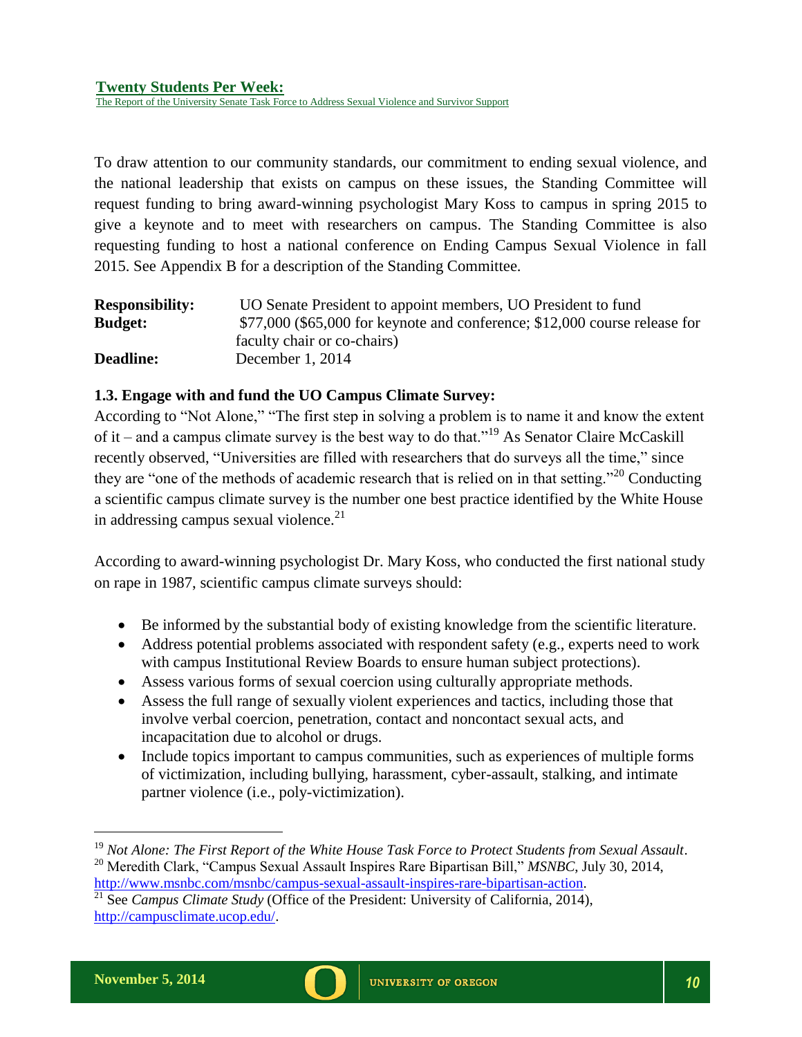To draw attention to our community standards, our commitment to ending sexual violence, and the national leadership that exists on campus on these issues, the Standing Committee will request funding to bring award-winning psychologist Mary Koss to campus in spring 2015 to give a keynote and to meet with researchers on campus. The Standing Committee is also requesting funding to host a national conference on Ending Campus Sexual Violence in fall 2015. See Appendix B for a description of the Standing Committee.

| | |
|---|---|
| **Responsibility:** | UO Senate President to appoint members, UO President to fund |
| **Budget:** | $77,000 ($65,000 for keynote and conference; $12,000 course release for faculty chair or co-chairs) |
| **Deadline:** | December 1, 2014 |

**1.3. Engage with and fund the UO Campus Climate Survey:**

According to "Not Alone," "The first step in solving a problem is to name it and know the extent of it – and a campus climate survey is the best way to do that."[19] As Senator Claire McCaskill recently observed, "Universities are filled with researchers that do surveys all the time," since they are "one of the methods of academic research that is relied on in that setting."[20] Conducting a scientific campus climate survey is the number one best practice identified by the White House in addressing campus sexual violence.[21]

According to award-winning psychologist Dr. Mary Koss, who conducted the first national study on rape in 1987, scientific campus climate surveys should:

- Be informed by the substantial body of existing knowledge from the scientific literature.
- Address potential problems associated with respondent safety (e.g., experts need to work with campus Institutional Review Boards to ensure human subject protections).
- Assess various forms of sexual coercion using culturally appropriate methods.
- Assess the full range of sexually violent experiences and tactics, including those that involve verbal coercion, penetration, contact and noncontact sexual acts, and incapacitation due to alcohol or drugs.
- Include topics important to campus communities, such as experiences of multiple forms of victimization, including bullying, harassment, cyber-assault, stalking, and intimate partner violence (i.e., poly-victimization).

---

[19] *Not Alone: The First Report of the White House Task Force to Protect Students from Sexual Assault*.

[20] Meredith Clark, "Campus Sexual Assault Inspires Rare Bipartisan Bill," *MSNBC*, July 30, 2014, http://www.msnbc.com/msnbc/campus-sexual-assault-inspires-rare-bipartisan-action.

[21] See *Campus Climate Study* (Office of the President: University of California, 2014), http://campusclimate.ucop.edu/.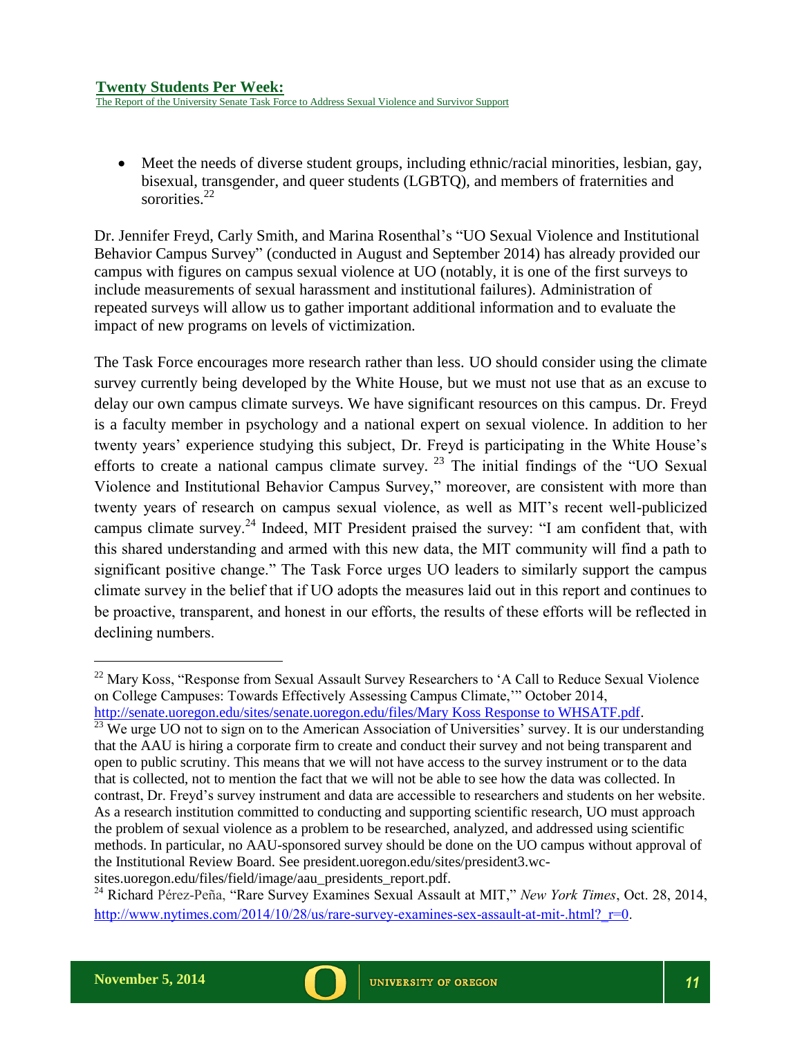- Meet the needs of diverse student groups, including ethnic/racial minorities, lesbian, gay, bisexual, transgender, and queer students (LGBTQ), and members of fraternities and sororities.[22]

Dr. Jennifer Freyd, Carly Smith, and Marina Rosenthal's "UO Sexual Violence and Institutional Behavior Campus Survey" (conducted in August and September 2014) has already provided our campus with figures on campus sexual violence at UO (notably, it is one of the first surveys to include measurements of sexual harassment and institutional failures). Administration of repeated surveys will allow us to gather important additional information and to evaluate the impact of new programs on levels of victimization.

The Task Force encourages more research rather than less. UO should consider using the climate survey currently being developed by the White House, but we must not use that as an excuse to delay our own campus climate surveys. We have significant resources on this campus. Dr. Freyd is a faculty member in psychology and a national expert on sexual violence. In addition to her twenty years' experience studying this subject, Dr. Freyd is participating in the White House's efforts to create a national campus climate survey. [23] The initial findings of the "UO Sexual Violence and Institutional Behavior Campus Survey," moreover, are consistent with more than twenty years of research on campus sexual violence, as well as MIT's recent well-publicized campus climate survey.[24] Indeed, MIT President praised the survey: "I am confident that, with this shared understanding and armed with this new data, the MIT community will find a path to significant positive change." The Task Force urges UO leaders to similarly support the campus climate survey in the belief that if UO adopts the measures laid out in this report and continues to be proactive, transparent, and honest in our efforts, the results of these efforts will be reflected in declining numbers.

---

[22] Mary Koss, "Response from Sexual Assault Survey Researchers to 'A Call to Reduce Sexual Violence on College Campuses: Towards Effectively Assessing Campus Climate,'" October 2014, http://senate.uoregon.edu/sites/senate.uoregon.edu/files/Mary Koss Response to WHSATF.pdf.

[23] We urge UO not to sign on to the American Association of Universities' survey. It is our understanding that the AAU is hiring a corporate firm to create and conduct their survey and not being transparent and open to public scrutiny. This means that we will not have access to the survey instrument or to the data that is collected, not to mention the fact that we will not be able to see how the data was collected. In contrast, Dr. Freyd's survey instrument and data are accessible to researchers and students on her website. As a research institution committed to conducting and supporting scientific research, UO must approach the problem of sexual violence as a problem to be researched, analyzed, and addressed using scientific methods. In particular, no AAU-sponsored survey should be done on the UO campus without approval of the Institutional Review Board. See president.uoregon.edu/sites/president3.wc-sites.uoregon.edu/files/field/image/aau_presidents_report.pdf.

[24] Richard Pérez-Peña, "Rare Survey Examines Sexual Assault at MIT," *New York Times*, Oct. 28, 2014, http://www.nytimes.com/2014/10/28/us/rare-survey-examines-sex-assault-at-mit-.html?_r=0.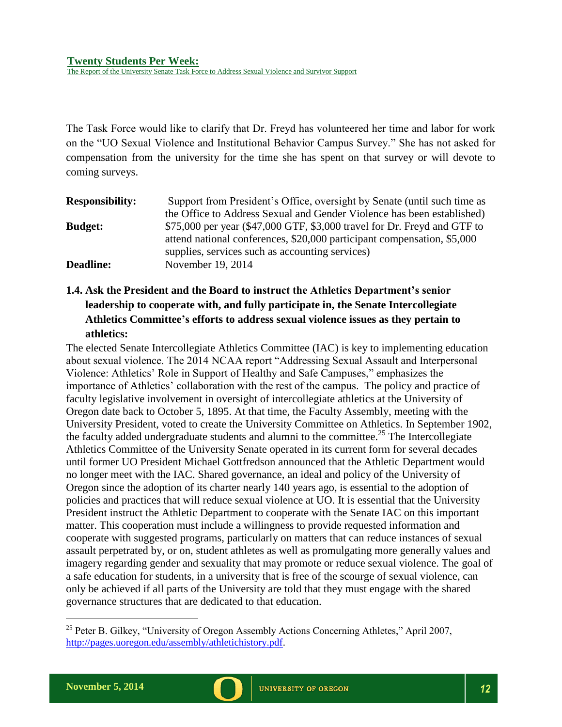The Task Force would like to clarify that Dr. Freyd has volunteered her time and labor for work on the "UO Sexual Violence and Institutional Behavior Campus Survey." She has not asked for compensation from the university for the time she has spent on that survey or will devote to coming surveys.

| | |
|---|---|
| **Responsibility:** | Support from President's Office, oversight by Senate (until such time as the Office to Address Sexual and Gender Violence has been established) |
| **Budget:** | $75,000 per year ($47,000 GTF, $3,000 travel for Dr. Freyd and GTF to attend national conferences, $20,000 participant compensation, $5,000 supplies, services such as accounting services) |
| **Deadline:** | November 19, 2014 |

### 1.4. Ask the President and the Board to instruct the Athletics Department's senior leadership to cooperate with, and fully participate in, the Senate Intercollegiate Athletics Committee's efforts to address sexual violence issues as they pertain to athletics:

The elected Senate Intercollegiate Athletics Committee (IAC) is key to implementing education about sexual violence. The 2014 NCAA report "Addressing Sexual Assault and Interpersonal Violence: Athletics' Role in Support of Healthy and Safe Campuses," emphasizes the importance of Athletics' collaboration with the rest of the campus. The policy and practice of faculty legislative involvement in oversight of intercollegiate athletics at the University of Oregon date back to October 5, 1895. At that time, the Faculty Assembly, meeting with the University President, voted to create the University Committee on Athletics. In September 1902, the faculty added undergraduate students and alumni to the committee.[25] The Intercollegiate Athletics Committee of the University Senate operated in its current form for several decades until former UO President Michael Gottfredson announced that the Athletic Department would no longer meet with the IAC. Shared governance, an ideal and policy of the University of Oregon since the adoption of its charter nearly 140 years ago, is essential to the adoption of policies and practices that will reduce sexual violence at UO. It is essential that the University President instruct the Athletic Department to cooperate with the Senate IAC on this important matter. This cooperation must include a willingness to provide requested information and cooperate with suggested programs, particularly on matters that can reduce instances of sexual assault perpetrated by, or on, student athletes as well as promulgating more generally values and imagery regarding gender and sexuality that may promote or reduce sexual violence. The goal of a safe education for students, in a university that is free of the scourge of sexual violence, can only be achieved if all parts of the University are told that they must engage with the shared governance structures that are dedicated to that education.

---

[25] Peter B. Gilkey, "University of Oregon Assembly Actions Concerning Athletes," April 2007, http://pages.uoregon.edu/assembly/athletichistory.pdf.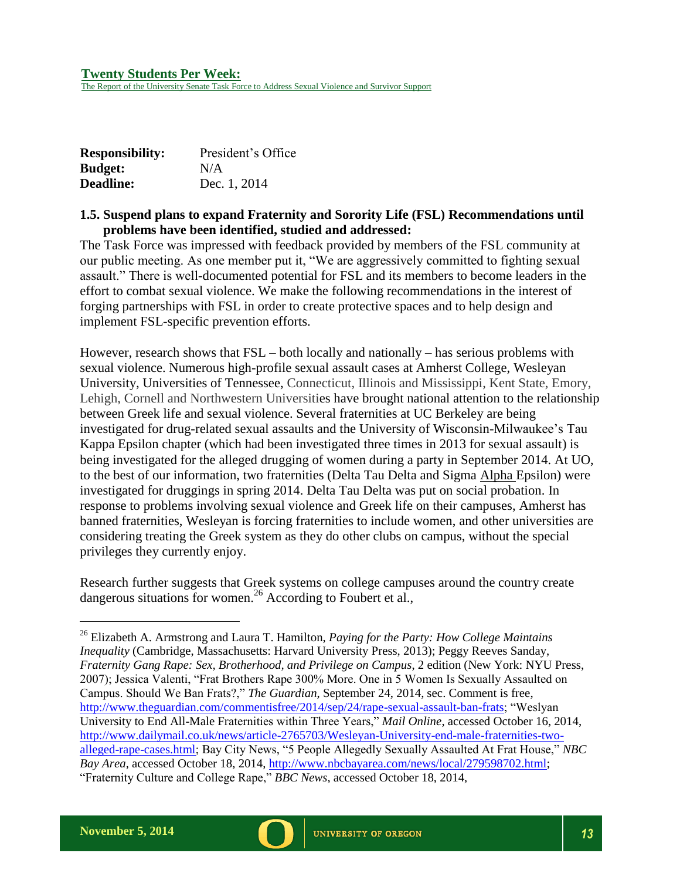| | |
|---|---|
| **Responsibility:** | President's Office |
| **Budget:** | N/A |
| **Deadline:** | Dec. 1, 2014 |

**1.5. Suspend plans to expand Fraternity and Sorority Life (FSL) Recommendations until problems have been identified, studied and addressed:**

The Task Force was impressed with feedback provided by members of the FSL community at our public meeting. As one member put it, "We are aggressively committed to fighting sexual assault." There is well-documented potential for FSL and its members to become leaders in the effort to combat sexual violence. We make the following recommendations in the interest of forging partnerships with FSL in order to create protective spaces and to help design and implement FSL-specific prevention efforts.

However, research shows that FSL – both locally and nationally – has serious problems with sexual violence. Numerous high-profile sexual assault cases at Amherst College, Wesleyan University, Universities of Tennessee, Connecticut, Illinois and Mississippi, Kent State, Emory, Lehigh, Cornell and Northwestern Universities have brought national attention to the relationship between Greek life and sexual violence. Several fraternities at UC Berkeley are being investigated for drug-related sexual assaults and the University of Wisconsin-Milwaukee's Tau Kappa Epsilon chapter (which had been investigated three times in 2013 for sexual assault) is being investigated for the alleged drugging of women during a party in September 2014. At UO, to the best of our information, two fraternities (Delta Tau Delta and Sigma Alpha Epsilon) were investigated for druggings in spring 2014. Delta Tau Delta was put on social probation. In response to problems involving sexual violence and Greek life on their campuses, Amherst has banned fraternities, Wesleyan is forcing fraternities to include women, and other universities are considering treating the Greek system as they do other clubs on campus, without the special privileges they currently enjoy.

Research further suggests that Greek systems on college campuses around the country create dangerous situations for women.[26] According to Foubert et al.,

---

[26] Elizabeth A. Armstrong and Laura T. Hamilton, *Paying for the Party: How College Maintains Inequality* (Cambridge, Massachusetts: Harvard University Press, 2013); Peggy Reeves Sanday, *Fraternity Gang Rape: Sex, Brotherhood, and Privilege on Campus*, 2 edition (New York: NYU Press, 2007); Jessica Valenti, "Frat Brothers Rape 300% More. One in 5 Women Is Sexually Assaulted on Campus. Should We Ban Frats?," *The Guardian*, September 24, 2014, sec. Comment is free, http://www.theguardian.com/commentisfree/2014/sep/24/rape-sexual-assault-ban-frats; "Weslyan University to End All-Male Fraternities within Three Years," *Mail Online*, accessed October 16, 2014, http://www.dailymail.co.uk/news/article-2765703/Wesleyan-University-end-male-fraternities-two-alleged-rape-cases.html; Bay City News, "5 People Allegedly Sexually Assaulted At Frat House," *NBC Bay Area*, accessed October 18, 2014, http://www.nbcbayarea.com/news/local/279598702.html; "Fraternity Culture and College Rape," *BBC News*, accessed October 18, 2014,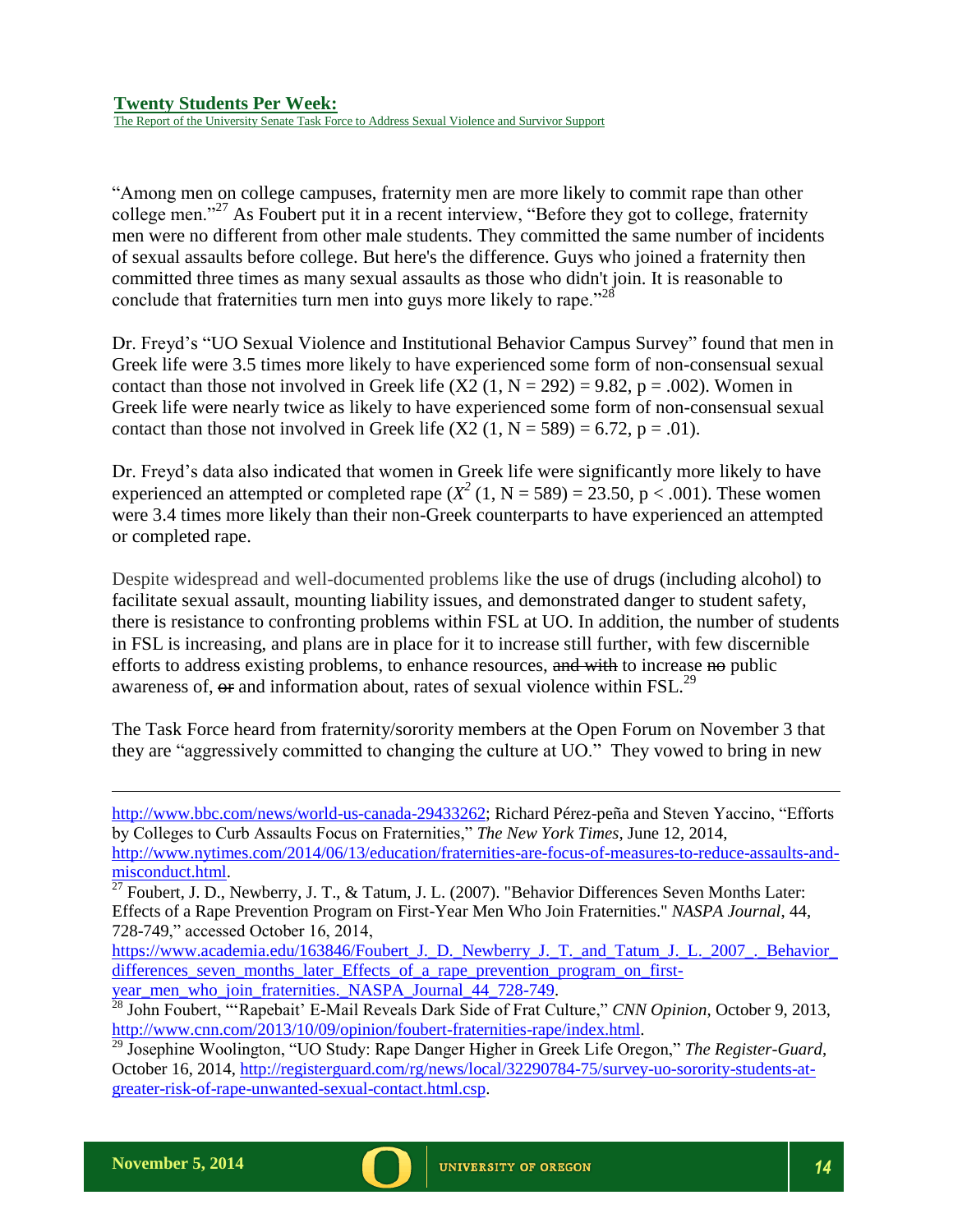"Among men on college campuses, fraternity men are more likely to commit rape than other college men."[27] As Foubert put it in a recent interview, "Before they got to college, fraternity men were no different from other male students. They committed the same number of incidents of sexual assaults before college. But here's the difference. Guys who joined a fraternity then committed three times as many sexual assaults as those who didn't join. It is reasonable to conclude that fraternities turn men into guys more likely to rape."[28]

Dr. Freyd's "UO Sexual Violence and Institutional Behavior Campus Survey" found that men in Greek life were 3.5 times more likely to have experienced some form of non-consensual sexual contact than those not involved in Greek life (X2 (1, N = 292) = 9.82, $p = .002$). Women in Greek life were nearly twice as likely to have experienced some form of non-consensual sexual contact than those not involved in Greek life (X2 (1, N = 589) = 6.72, $p = .01$).

Dr. Freyd's data also indicated that women in Greek life were significantly more likely to have experienced an attempted or completed rape ($X^2$ (1, N = 589) = 23.50, $p < .001$). These women were 3.4 times more likely than their non-Greek counterparts to have experienced an attempted or completed rape.

Despite widespread and well-documented problems like the use of drugs (including alcohol) to facilitate sexual assault, mounting liability issues, and demonstrated danger to student safety, there is resistance to confronting problems within FSL at UO. In addition, the number of students in FSL is increasing, and plans are in place for it to increase still further, with few discernible efforts to address existing problems, to enhance resources, ~~and with~~ to increase ~~no~~ public awareness of, ~~or~~ and information about, rates of sexual violence within FSL.[29]

The Task Force heard from fraternity/sorority members at the Open Forum on November 3 that they are "aggressively committed to changing the culture at UO." They vowed to bring in new

---

http://www.bbc.com/news/world-us-canada-29433262; Richard Pérez-peña and Steven Yaccino, "Efforts by Colleges to Curb Assaults Focus on Fraternities," *The New York Times*, June 12, 2014, http://www.nytimes.com/2014/06/13/education/fraternities-are-focus-of-measures-to-reduce-assaults-and-misconduct.html.

[27] Foubert, J. D., Newberry, J. T., & Tatum, J. L. (2007). "Behavior Differences Seven Months Later: Effects of a Rape Prevention Program on First-Year Men Who Join Fraternities." *NASPA Journal*, 44, 728-749," accessed October 16, 2014, https://www.academia.edu/163846/Foubert_J._D._Newberry_J._T._and_Tatum_J._L._2007_._Behavior_differences_seven_months_later_Effects_of_a_rape_prevention_program_on_first-year_men_who_join_fraternities._NASPA_Journal_44_728-749.

[28] John Foubert, "'Rapebait' E-Mail Reveals Dark Side of Frat Culture," *CNN Opinion*, October 9, 2013, http://www.cnn.com/2013/10/09/opinion/foubert-fraternities-rape/index.html.

[29] Josephine Woolington, "UO Study: Rape Danger Higher in Greek Life Oregon," *The Register-Guard*, October 16, 2014, http://registerguard.com/rg/news/local/32290784-75/survey-uo-sorority-students-at-greater-risk-of-rape-unwanted-sexual-contact.html.csp.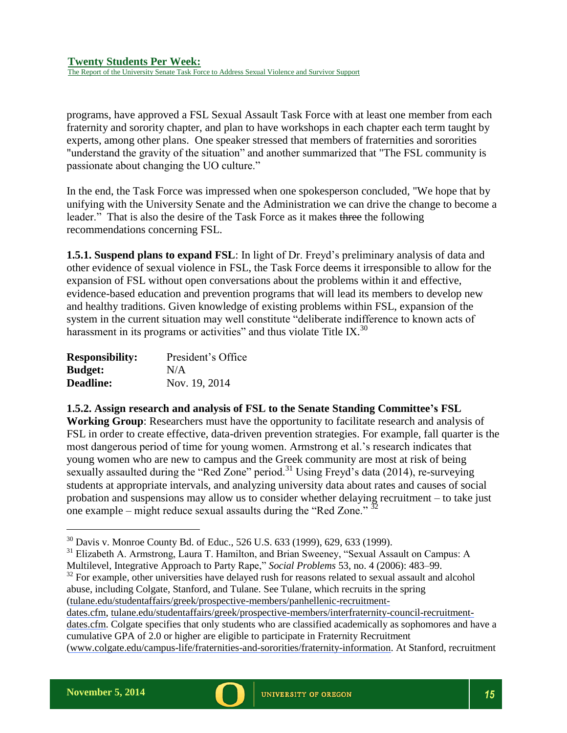programs, have approved a FSL Sexual Assault Task Force with at least one member from each fraternity and sorority chapter, and plan to have workshops in each chapter each term taught by experts, among other plans. One speaker stressed that members of fraternities and sororities "understand the gravity of the situation" and another summarized that "The FSL community is passionate about changing the UO culture."

In the end, the Task Force was impressed when one spokesperson concluded, "We hope that by unifying with the University Senate and the Administration we can drive the change to become a leader." That is also the desire of the Task Force as it makes ~~three~~ the following recommendations concerning FSL.

**1.5.1. Suspend plans to expand FSL**: In light of Dr. Freyd's preliminary analysis of data and other evidence of sexual violence in FSL, the Task Force deems it irresponsible to allow for the expansion of FSL without open conversations about the problems within it and effective, evidence-based education and prevention programs that will lead its members to develop new and healthy traditions. Given knowledge of existing problems within FSL, expansion of the system in the current situation may well constitute "deliberate indifference to known acts of harassment in its programs or activities" and thus violate Title IX.[30]

| **Responsibility:** | President's Office |
|---|---|
| **Budget:** | N/A |
| **Deadline:** | Nov. 19, 2014 |

**1.5.2. Assign research and analysis of FSL to the Senate Standing Committee's FSL Working Group**: Researchers must have the opportunity to facilitate research and analysis of FSL in order to create effective, data-driven prevention strategies. For example, fall quarter is the most dangerous period of time for young women. Armstrong et al.'s research indicates that young women who are new to campus and the Greek community are most at risk of being sexually assaulted during the "Red Zone" period.[31] Using Freyd's data (2014), re-surveying students at appropriate intervals, and analyzing university data about rates and causes of social probation and suspensions may allow us to consider whether delaying recruitment – to take just one example – might reduce sexual assaults during the "Red Zone." [32]

---

[30] Davis v. Monroe County Bd. of Educ., 526 U.S. 633 (1999), 629, 633 (1999).

[31] Elizabeth A. Armstrong, Laura T. Hamilton, and Brian Sweeney, "Sexual Assault on Campus: A Multilevel, Integrative Approach to Party Rape," *Social Problems* 53, no. 4 (2006): 483–99.

[32] For example, other universities have delayed rush for reasons related to sexual assault and alcohol abuse, including Colgate, Stanford, and Tulane. See Tulane, which recruits in the spring (tulane.edu/studentaffairs/greek/prospective-members/panhellenic-recruitment-dates.cfm, tulane.edu/studentaffairs/greek/prospective-members/interfraternity-council-recruitment-dates.cfm. Colgate specifies that only students who are classified academically as sophomores and have a cumulative GPA of 2.0 or higher are eligible to participate in Fraternity Recruitment (www.colgate.edu/campus-life/fraternities-and-sororities/fraternity-information. At Stanford, recruitment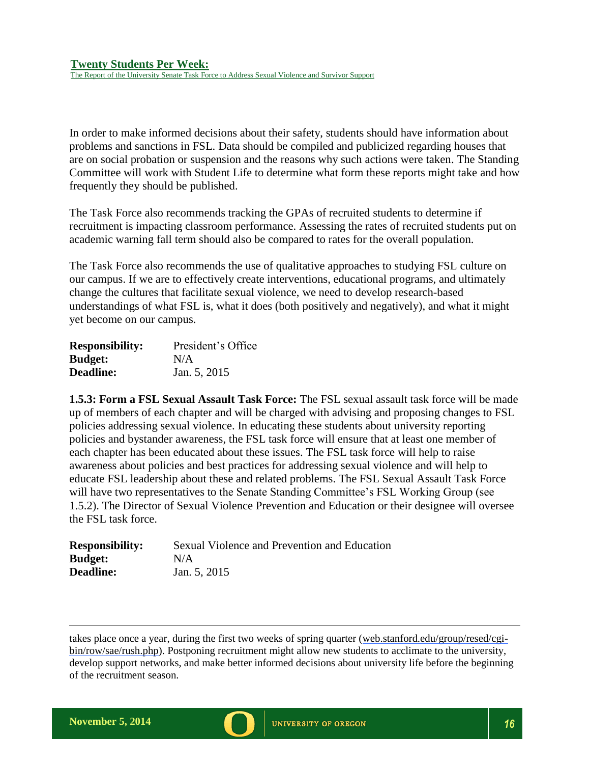In order to make informed decisions about their safety, students should have information about problems and sanctions in FSL. Data should be compiled and publicized regarding houses that are on social probation or suspension and the reasons why such actions were taken. The Standing Committee will work with Student Life to determine what form these reports might take and how frequently they should be published.

The Task Force also recommends tracking the GPAs of recruited students to determine if recruitment is impacting classroom performance. Assessing the rates of recruited students put on academic warning fall term should also be compared to rates for the overall population.

The Task Force also recommends the use of qualitative approaches to studying FSL culture on our campus. If we are to effectively create interventions, educational programs, and ultimately change the cultures that facilitate sexual violence, we need to develop research-based understandings of what FSL is, what it does (both positively and negatively), and what it might yet become on our campus.

| | |
|---|---|
| **Responsibility:** | President's Office |
| **Budget:** | N/A |
| **Deadline:** | Jan. 5, 2015 |

**1.5.3: Form a FSL Sexual Assault Task Force:** The FSL sexual assault task force will be made up of members of each chapter and will be charged with advising and proposing changes to FSL policies addressing sexual violence. In educating these students about university reporting policies and bystander awareness, the FSL task force will ensure that at least one member of each chapter has been educated about these issues. The FSL task force will help to raise awareness about policies and best practices for addressing sexual violence and will help to educate FSL leadership about these and related problems. The FSL Sexual Assault Task Force will have two representatives to the Senate Standing Committee's FSL Working Group (see 1.5.2). The Director of Sexual Violence Prevention and Education or their designee will oversee the FSL task force.

| | |
|---|---|
| **Responsibility:** | Sexual Violence and Prevention and Education |
| **Budget:** | N/A |
| **Deadline:** | Jan. 5, 2015 |

---

takes place once a year, during the first two weeks of spring quarter (web.stanford.edu/group/resed/cgi-bin/row/sae/rush.php). Postponing recruitment might allow new students to acclimate to the university, develop support networks, and make better informed decisions about university life before the beginning of the recruitment season.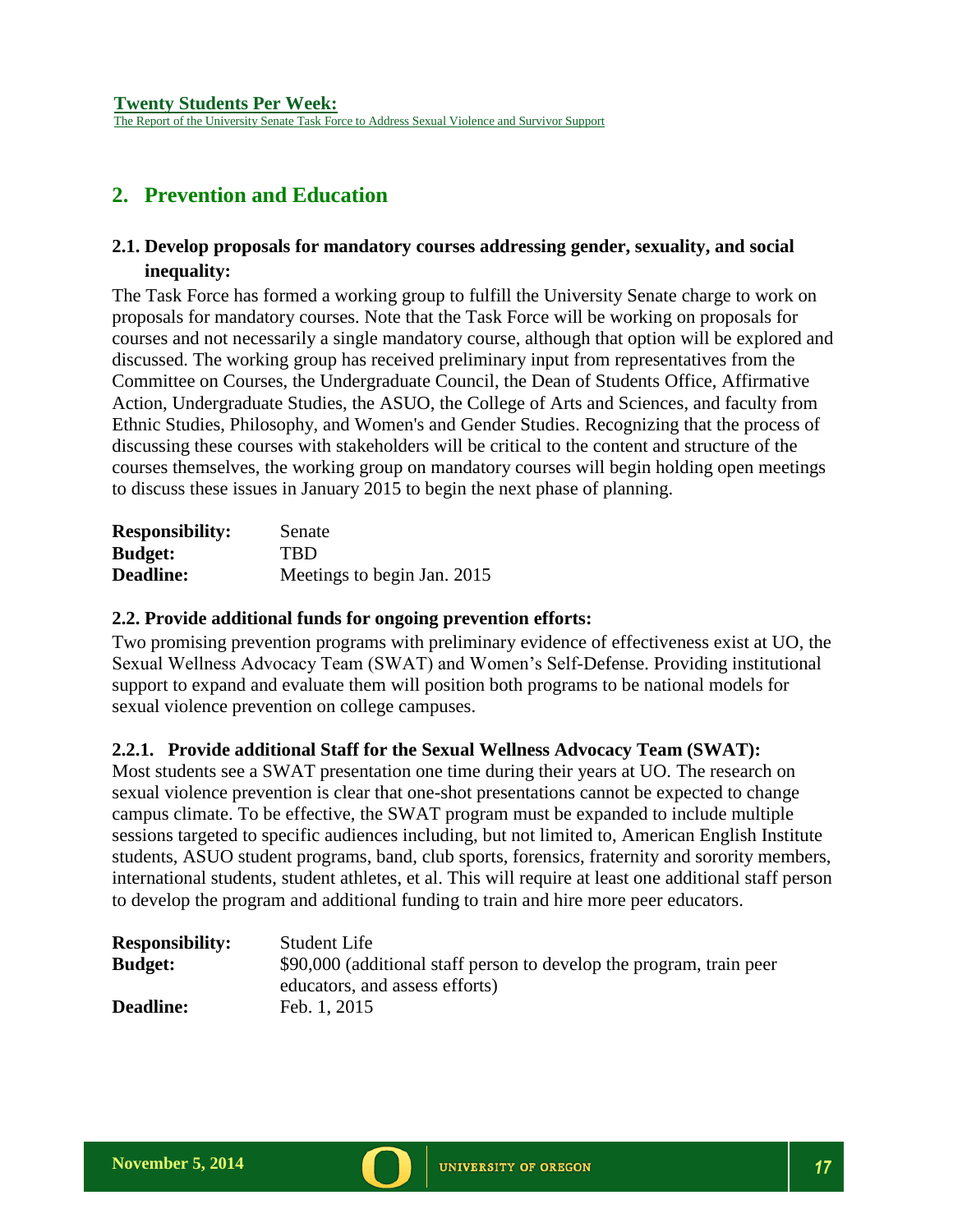## 2. Prevention and Education

### 2.1. Develop proposals for mandatory courses addressing gender, sexuality, and social inequality:

The Task Force has formed a working group to fulfill the University Senate charge to work on proposals for mandatory courses. Note that the Task Force will be working on proposals for courses and not necessarily a single mandatory course, although that option will be explored and discussed. The working group has received preliminary input from representatives from the Committee on Courses, the Undergraduate Council, the Dean of Students Office, Affirmative Action, Undergraduate Studies, the ASUO, the College of Arts and Sciences, and faculty from Ethnic Studies, Philosophy, and Women's and Gender Studies. Recognizing that the process of discussing these courses with stakeholders will be critical to the content and structure of the courses themselves, the working group on mandatory courses will begin holding open meetings to discuss these issues in January 2015 to begin the next phase of planning.

| | |
|---|---|
| **Responsibility:** | Senate |
| **Budget:** | TBD |
| **Deadline:** | Meetings to begin Jan. 2015 |

### 2.2. Provide additional funds for ongoing prevention efforts:

Two promising prevention programs with preliminary evidence of effectiveness exist at UO, the Sexual Wellness Advocacy Team (SWAT) and Women's Self-Defense. Providing institutional support to expand and evaluate them will position both programs to be national models for sexual violence prevention on college campuses.

#### 2.2.1. Provide additional Staff for the Sexual Wellness Advocacy Team (SWAT):

Most students see a SWAT presentation one time during their years at UO. The research on sexual violence prevention is clear that one-shot presentations cannot be expected to change campus climate. To be effective, the SWAT program must be expanded to include multiple sessions targeted to specific audiences including, but not limited to, American English Institute students, ASUO student programs, band, club sports, forensics, fraternity and sorority members, international students, student athletes, et al. This will require at least one additional staff person to develop the program and additional funding to train and hire more peer educators.

| | |
|---|---|
| **Responsibility:** | Student Life |
| **Budget:** | $90,000 (additional staff person to develop the program, train peer educators, and assess efforts) |
| **Deadline:** | Feb. 1, 2015 |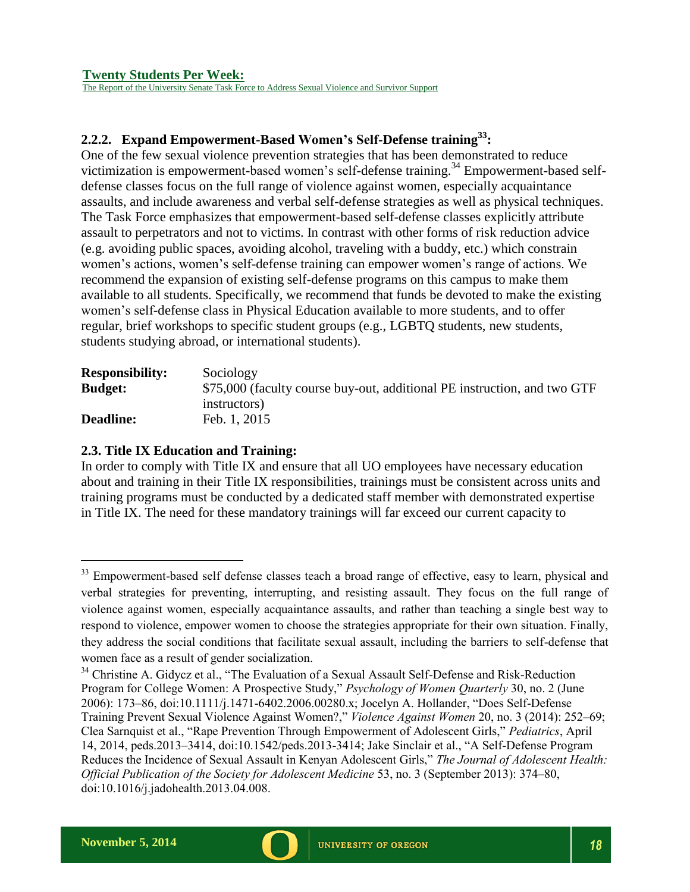### 2.2.2. Expand Empowerment-Based Women's Self-Defense training[33]:

One of the few sexual violence prevention strategies that has been demonstrated to reduce victimization is empowerment-based women's self-defense training.[34] Empowerment-based self-defense classes focus on the full range of violence against women, especially acquaintance assaults, and include awareness and verbal self-defense strategies as well as physical techniques. The Task Force emphasizes that empowerment-based self-defense classes explicitly attribute assault to perpetrators and not to victims. In contrast with other forms of risk reduction advice (e.g. avoiding public spaces, avoiding alcohol, traveling with a buddy, etc.) which constrain women's actions, women's self-defense training can empower women's range of actions. We recommend the expansion of existing self-defense programs on this campus to make them available to all students. Specifically, we recommend that funds be devoted to make the existing women's self-defense class in Physical Education available to more students, and to offer regular, brief workshops to specific student groups (e.g., LGBTQ students, new students, students studying abroad, or international students).

| | |
|---|---|
| **Responsibility:** | Sociology |
| **Budget:** | $75,000 (faculty course buy-out, additional PE instruction, and two GTF instructors) |
| **Deadline:** | Feb. 1, 2015 |

### 2.3. Title IX Education and Training:

In order to comply with Title IX and ensure that all UO employees have necessary education about and training in their Title IX responsibilities, trainings must be consistent across units and training programs must be conducted by a dedicated staff member with demonstrated expertise in Title IX. The need for these mandatory trainings will far exceed our current capacity to

---

[33] Empowerment-based self defense classes teach a broad range of effective, easy to learn, physical and verbal strategies for preventing, interrupting, and resisting assault. They focus on the full range of violence against women, especially acquaintance assaults, and rather than teaching a single best way to respond to violence, empower women to choose the strategies appropriate for their own situation. Finally, they address the social conditions that facilitate sexual assault, including the barriers to self-defense that women face as a result of gender socialization.

[34] Christine A. Gidycz et al., "The Evaluation of a Sexual Assault Self-Defense and Risk-Reduction Program for College Women: A Prospective Study," *Psychology of Women Quarterly* 30, no. 2 (June 2006): 173–86, doi:10.1111/j.1471-6402.2006.00280.x; Jocelyn A. Hollander, "Does Self-Defense Training Prevent Sexual Violence Against Women?," *Violence Against Women* 20, no. 3 (2014): 252–69; Clea Sarnquist et al., "Rape Prevention Through Empowerment of Adolescent Girls," *Pediatrics*, April 14, 2014, peds.2013–3414, doi:10.1542/peds.2013-3414; Jake Sinclair et al., "A Self-Defense Program Reduces the Incidence of Sexual Assault in Kenyan Adolescent Girls," *The Journal of Adolescent Health: Official Publication of the Society for Adolescent Medicine* 53, no. 3 (September 2013): 374–80, doi:10.1016/j.jadohealth.2013.04.008.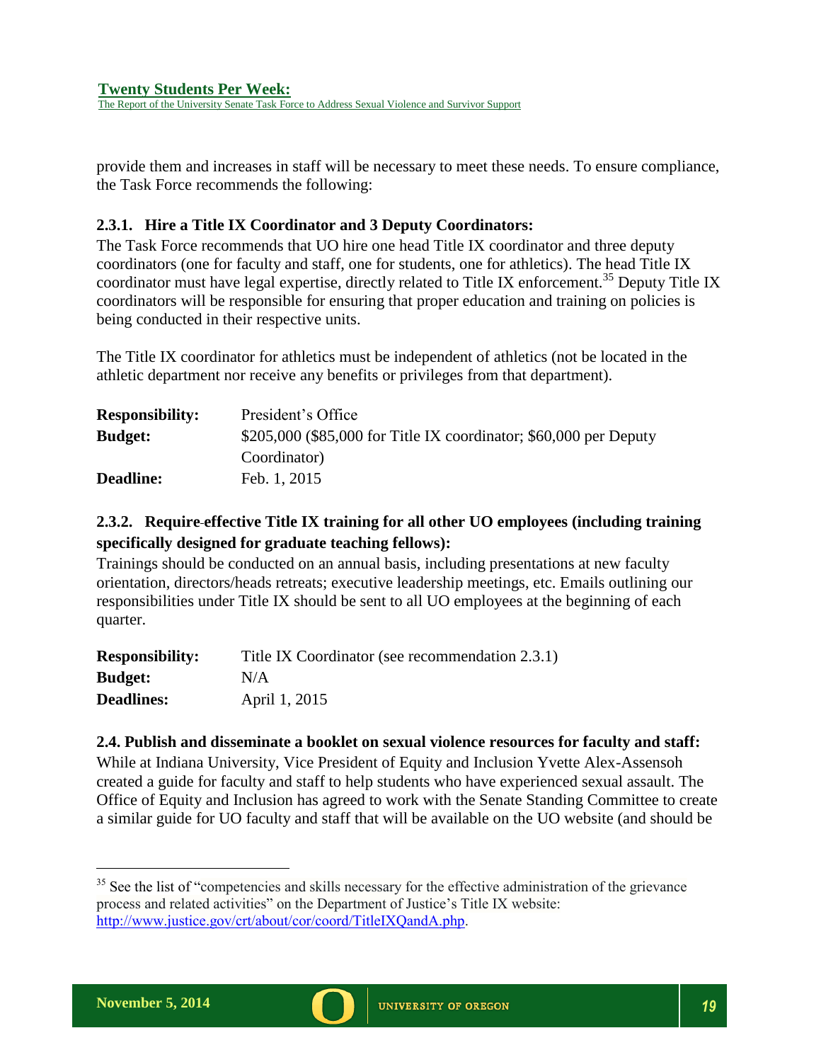provide them and increases in staff will be necessary to meet these needs. To ensure compliance, the Task Force recommends the following:

### 2.3.1. Hire a Title IX Coordinator and 3 Deputy Coordinators:

The Task Force recommends that UO hire one head Title IX coordinator and three deputy coordinators (one for faculty and staff, one for students, one for athletics). The head Title IX coordinator must have legal expertise, directly related to Title IX enforcement.[35] Deputy Title IX coordinators will be responsible for ensuring that proper education and training on policies is being conducted in their respective units.

The Title IX coordinator for athletics must be independent of athletics (not be located in the athletic department nor receive any benefits or privileges from that department).

| | |
|---|---|
| **Responsibility:** | President's Office |
| **Budget:** | $205,000 ($85,000 for Title IX coordinator; $60,000 per Deputy Coordinator) |
| **Deadline:** | Feb. 1, 2015 |

### 2.3.2. Require effective Title IX training for all other UO employees (including training specifically designed for graduate teaching fellows):

Trainings should be conducted on an annual basis, including presentations at new faculty orientation, directors/heads retreats; executive leadership meetings, etc. Emails outlining our responsibilities under Title IX should be sent to all UO employees at the beginning of each quarter.

| | |
|---|---|
| **Responsibility:** | Title IX Coordinator (see recommendation 2.3.1) |
| **Budget:** | N/A |
| **Deadlines:** | April 1, 2015 |

### 2.4. Publish and disseminate a booklet on sexual violence resources for faculty and staff:

While at Indiana University, Vice President of Equity and Inclusion Yvette Alex-Assensoh created a guide for faculty and staff to help students who have experienced sexual assault. The Office of Equity and Inclusion has agreed to work with the Senate Standing Committee to create a similar guide for UO faculty and staff that will be available on the UO website (and should be

---

[35] See the list of "competencies and skills necessary for the effective administration of the grievance process and related activities" on the Department of Justice's Title IX website: http://www.justice.gov/crt/about/cor/coord/TitleIXQandA.php.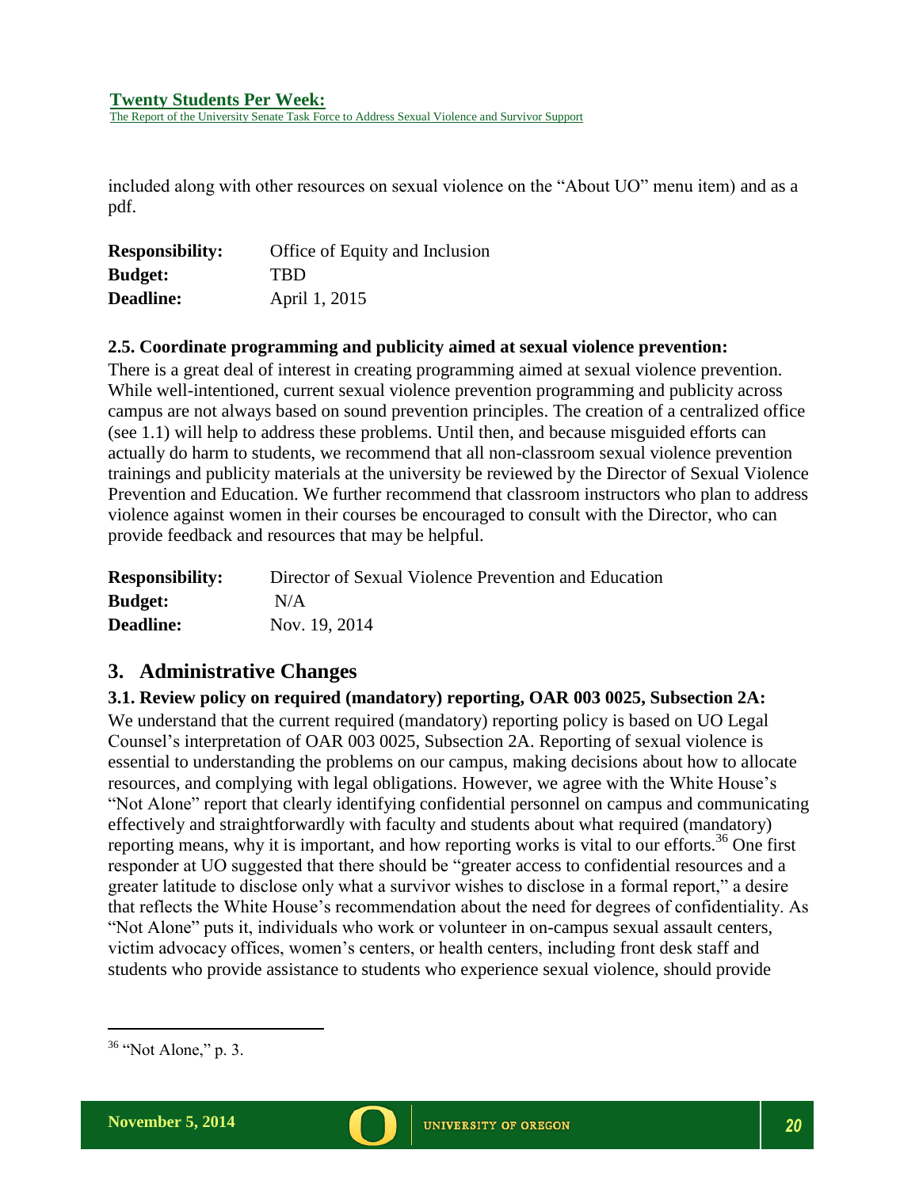included along with other resources on sexual violence on the "About UO" menu item) and as a pdf.

| **Responsibility:** | Office of Equity and Inclusion |
|---|---|
| **Budget:** | TBD |
| **Deadline:** | April 1, 2015 |

**2.5. Coordinate programming and publicity aimed at sexual violence prevention:**

There is a great deal of interest in creating programming aimed at sexual violence prevention. While well-intentioned, current sexual violence prevention programming and publicity across campus are not always based on sound prevention principles. The creation of a centralized office (see 1.1) will help to address these problems. Until then, and because misguided efforts can actually do harm to students, we recommend that all non-classroom sexual violence prevention trainings and publicity materials at the university be reviewed by the Director of Sexual Violence Prevention and Education. We further recommend that classroom instructors who plan to address violence against women in their courses be encouraged to consult with the Director, who can provide feedback and resources that may be helpful.

| **Responsibility:** | Director of Sexual Violence Prevention and Education |
|---|---|
| **Budget:** | N/A |
| **Deadline:** | Nov. 19, 2014 |

## 3. Administrative Changes

**3.1. Review policy on required (mandatory) reporting, OAR 003 0025, Subsection 2A:**

We understand that the current required (mandatory) reporting policy is based on UO Legal Counsel's interpretation of OAR 003 0025, Subsection 2A. Reporting of sexual violence is essential to understanding the problems on our campus, making decisions about how to allocate resources, and complying with legal obligations. However, we agree with the White House's "Not Alone" report that clearly identifying confidential personnel on campus and communicating effectively and straightforwardly with faculty and students about what required (mandatory) reporting means, why it is important, and how reporting works is vital to our efforts.[36] One first responder at UO suggested that there should be "greater access to confidential resources and a greater latitude to disclose only what a survivor wishes to disclose in a formal report," a desire that reflects the White House's recommendation about the need for degrees of confidentiality. As "Not Alone" puts it, individuals who work or volunteer in on-campus sexual assault centers, victim advocacy offices, women's centers, or health centers, including front desk staff and students who provide assistance to students who experience sexual violence, should provide

[36] "Not Alone," p. 3.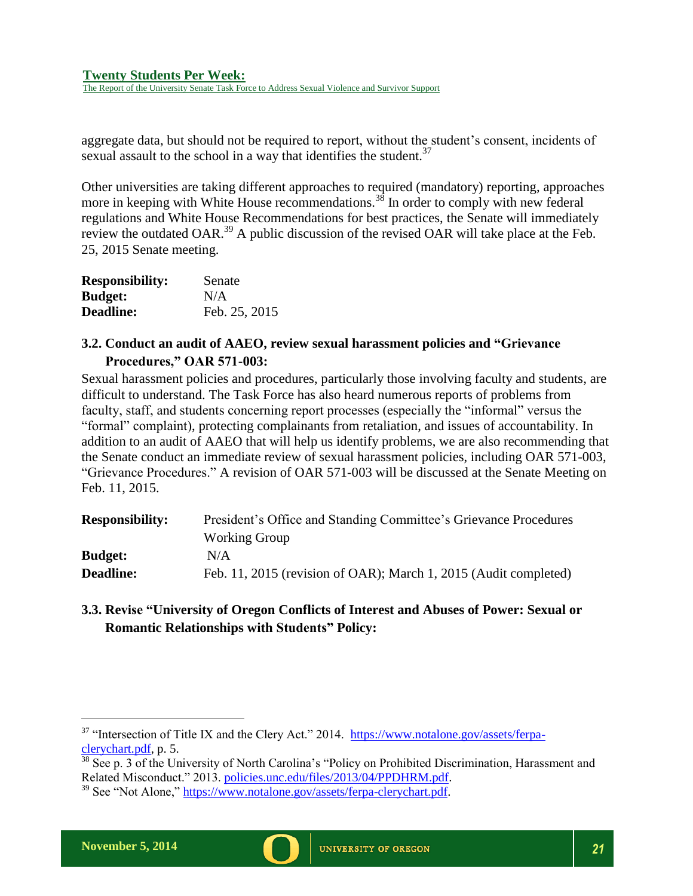aggregate data, but should not be required to report, without the student's consent, incidents of sexual assault to the school in a way that identifies the student.[37]

Other universities are taking different approaches to required (mandatory) reporting, approaches more in keeping with White House recommendations.[38] In order to comply with new federal regulations and White House Recommendations for best practices, the Senate will immediately review the outdated OAR.[39] A public discussion of the revised OAR will take place at the Feb. 25, 2015 Senate meeting.

| | |
|---|---|
| **Responsibility:** | Senate |
| **Budget:** | N/A |
| **Deadline:** | Feb. 25, 2015 |

### 3.2. Conduct an audit of AAEO, review sexual harassment policies and "Grievance Procedures," OAR 571-003:

Sexual harassment policies and procedures, particularly those involving faculty and students, are difficult to understand. The Task Force has also heard numerous reports of problems from faculty, staff, and students concerning report processes (especially the "informal" versus the "formal" complaint), protecting complainants from retaliation, and issues of accountability. In addition to an audit of AAEO that will help us identify problems, we are also recommending that the Senate conduct an immediate review of sexual harassment policies, including OAR 571-003, "Grievance Procedures." A revision of OAR 571-003 will be discussed at the Senate Meeting on Feb. 11, 2015.

| | |
|---|---|
| **Responsibility:** | President's Office and Standing Committee's Grievance Procedures Working Group |
| **Budget:** | N/A |
| **Deadline:** | Feb. 11, 2015 (revision of OAR); March 1, 2015 (Audit completed) |

### 3.3. Revise "University of Oregon Conflicts of Interest and Abuses of Power: Sexual or Romantic Relationships with Students" Policy:

---

[37] "Intersection of Title IX and the Clery Act." 2014. https://www.notalone.gov/assets/ferpa-clerychart.pdf, p. 5.

[38] See p. 3 of the University of North Carolina's "Policy on Prohibited Discrimination, Harassment and Related Misconduct." 2013. policies.unc.edu/files/2013/04/PPDHRM.pdf.

[39] See "Not Alone," https://www.notalone.gov/assets/ferpa-clerychart.pdf.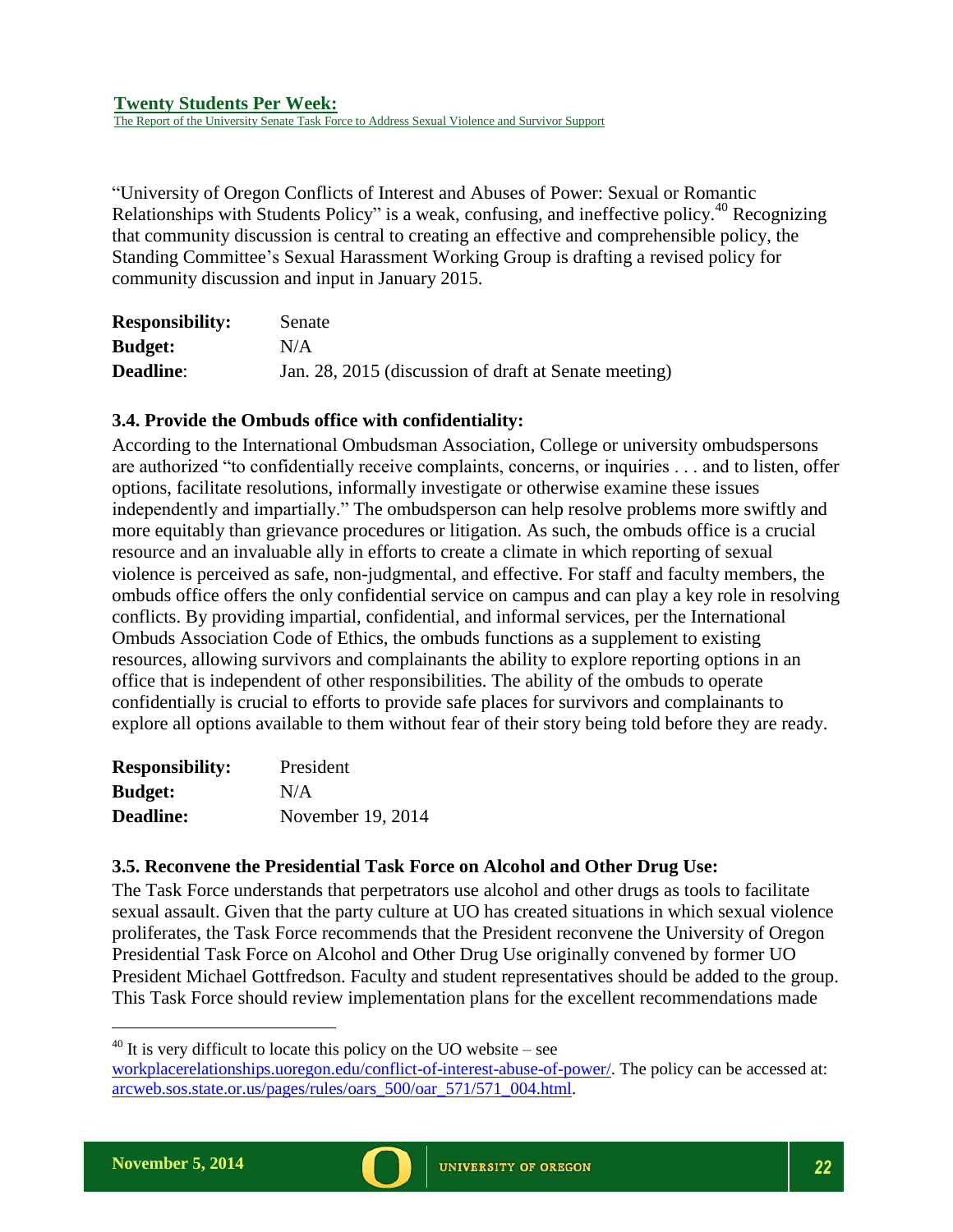"University of Oregon Conflicts of Interest and Abuses of Power: Sexual or Romantic Relationships with Students Policy" is a weak, confusing, and ineffective policy.[40] Recognizing that community discussion is central to creating an effective and comprehensible policy, the Standing Committee's Sexual Harassment Working Group is drafting a revised policy for community discussion and input in January 2015.

| | |
|---|---|
| **Responsibility:** | Senate |
| **Budget:** | N/A |
| **Deadline**: | Jan. 28, 2015 (discussion of draft at Senate meeting) |

### 3.4. Provide the Ombuds office with confidentiality:

According to the International Ombudsman Association, College or university ombudspersons are authorized "to confidentially receive complaints, concerns, or inquiries . . . and to listen, offer options, facilitate resolutions, informally investigate or otherwise examine these issues independently and impartially." The ombudsperson can help resolve problems more swiftly and more equitably than grievance procedures or litigation. As such, the ombuds office is a crucial resource and an invaluable ally in efforts to create a climate in which reporting of sexual violence is perceived as safe, non-judgmental, and effective. For staff and faculty members, the ombuds office offers the only confidential service on campus and can play a key role in resolving conflicts. By providing impartial, confidential, and informal services, per the International Ombuds Association Code of Ethics, the ombuds functions as a supplement to existing resources, allowing survivors and complainants the ability to explore reporting options in an office that is independent of other responsibilities. The ability of the ombuds to operate confidentially is crucial to efforts to provide safe places for survivors and complainants to explore all options available to them without fear of their story being told before they are ready.

| | |
|---|---|
| **Responsibility:** | President |
| **Budget:** | N/A |
| **Deadline:** | November 19, 2014 |

### 3.5. Reconvene the Presidential Task Force on Alcohol and Other Drug Use:

The Task Force understands that perpetrators use alcohol and other drugs as tools to facilitate sexual assault. Given that the party culture at UO has created situations in which sexual violence proliferates, the Task Force recommends that the President reconvene the University of Oregon Presidential Task Force on Alcohol and Other Drug Use originally convened by former UO President Michael Gottfredson. Faculty and student representatives should be added to the group. This Task Force should review implementation plans for the excellent recommendations made

---

[40] It is very difficult to locate this policy on the UO website – see workplacerelationships.uoregon.edu/conflict-of-interest-abuse-of-power/. The policy can be accessed at: arcweb.sos.state.or.us/pages/rules/oars_500/oar_571/571_004.html.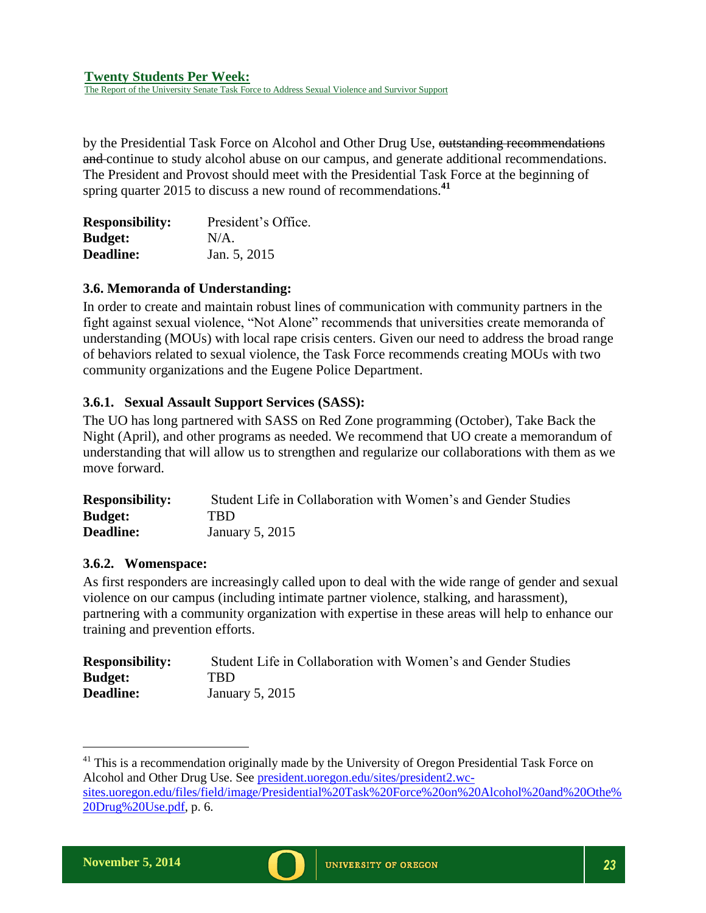by the Presidential Task Force on Alcohol and Other Drug Use, ~~outstanding recommendations and~~ continue to study alcohol abuse on our campus, and generate additional recommendations. The President and Provost should meet with the Presidential Task Force at the beginning of spring quarter 2015 to discuss a new round of recommendations.[41]

|  |  |
|---|---|
| **Responsibility:** | President's Office. |
| **Budget:** | N/A. |
| **Deadline:** | Jan. 5, 2015 |

### 3.6. Memoranda of Understanding:

In order to create and maintain robust lines of communication with community partners in the fight against sexual violence, "Not Alone" recommends that universities create memoranda of understanding (MOUs) with local rape crisis centers. Given our need to address the broad range of behaviors related to sexual violence, the Task Force recommends creating MOUs with two community organizations and the Eugene Police Department.

#### 3.6.1. Sexual Assault Support Services (SASS):

The UO has long partnered with SASS on Red Zone programming (October), Take Back the Night (April), and other programs as needed. We recommend that UO create a memorandum of understanding that will allow us to strengthen and regularize our collaborations with them as we move forward.

|  |  |
|---|---|
| **Responsibility:** | Student Life in Collaboration with Women's and Gender Studies |
| **Budget:** | TBD |
| **Deadline:** | January 5, 2015 |

#### 3.6.2. Womenspace:

As first responders are increasingly called upon to deal with the wide range of gender and sexual violence on our campus (including intimate partner violence, stalking, and harassment), partnering with a community organization with expertise in these areas will help to enhance our training and prevention efforts.

|  |  |
|---|---|
| **Responsibility:** | Student Life in Collaboration with Women's and Gender Studies |
| **Budget:** | TBD |
| **Deadline:** | January 5, 2015 |

---

[41] This is a recommendation originally made by the University of Oregon Presidential Task Force on Alcohol and Other Drug Use. See [president.uoregon.edu/sites/president2.wc-sites.uoregon.edu/files/field/image/Presidential%20Task%20Force%20on%20Alcohol%20and%20Othe%20Drug%20Use.pdf](president.uoregon.edu/sites/president2.wc-sites.uoregon.edu/files/field/image/Presidential%20Task%20Force%20on%20Alcohol%20and%20Othe%20Drug%20Use.pdf), p. 6.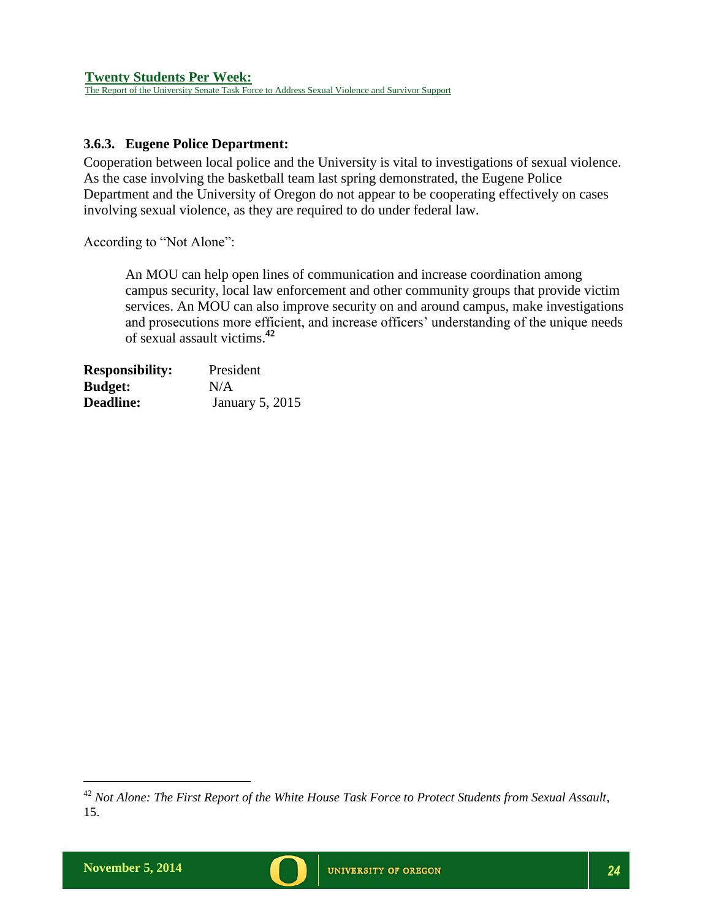### 3.6.3. Eugene Police Department:

Cooperation between local police and the University is vital to investigations of sexual violence. As the case involving the basketball team last spring demonstrated, the Eugene Police Department and the University of Oregon do not appear to be cooperating effectively on cases involving sexual violence, as they are required to do under federal law.

According to "Not Alone":

> An MOU can help open lines of communication and increase coordination among campus security, local law enforcement and other community groups that provide victim services. An MOU can also improve security on and around campus, make investigations and prosecutions more efficient, and increase officers' understanding of the unique needs of sexual assault victims.[42]

**Responsibility:** President
**Budget:** N/A
**Deadline:** January 5, 2015

---

[42] *Not Alone: The First Report of the White House Task Force to Protect Students from Sexual Assault*, 15.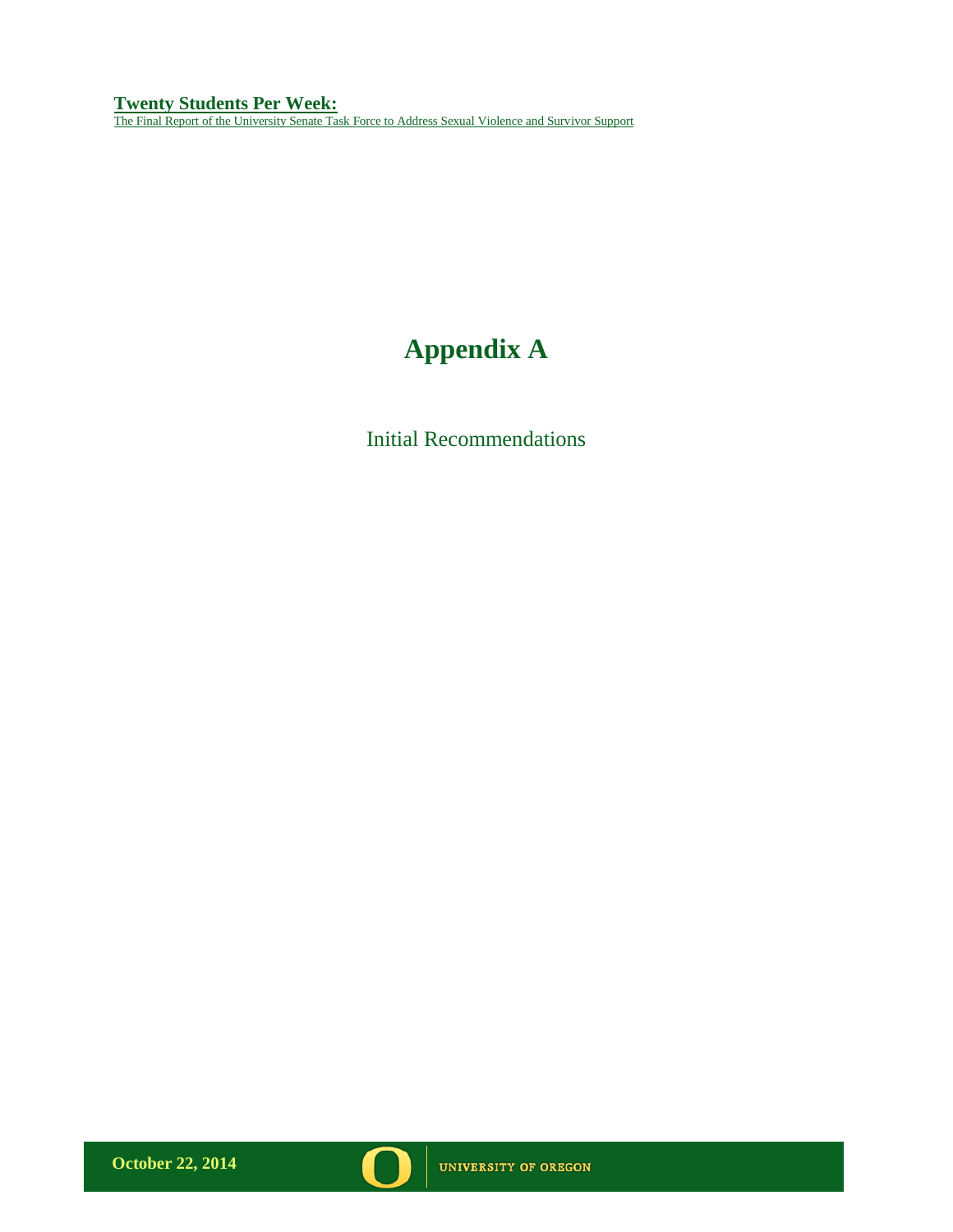# Appendix A

Initial Recommendations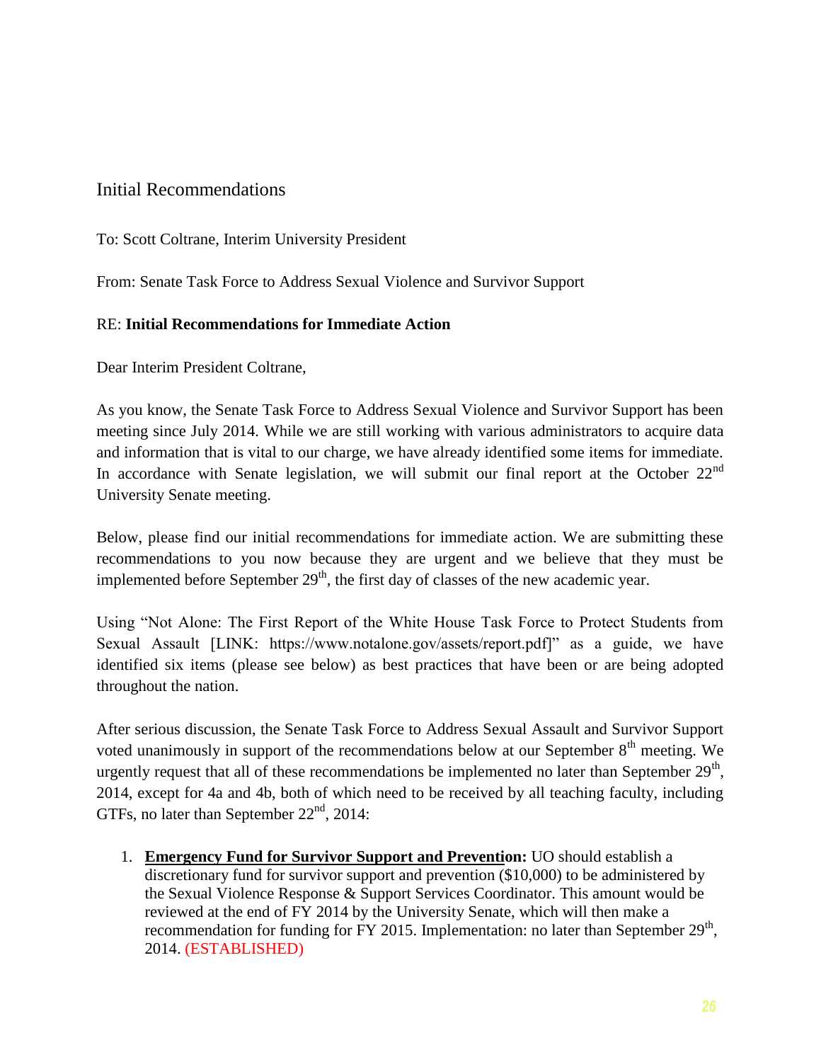## Initial Recommendations

To: Scott Coltrane, Interim University President

From: Senate Task Force to Address Sexual Violence and Survivor Support

RE: **Initial Recommendations for Immediate Action**

Dear Interim President Coltrane,

As you know, the Senate Task Force to Address Sexual Violence and Survivor Support has been meeting since July 2014. While we are still working with various administrators to acquire data and information that is vital to our charge, we have already identified some items for immediate. In accordance with Senate legislation, we will submit our final report at the October 22nd University Senate meeting.

Below, please find our initial recommendations for immediate action. We are submitting these recommendations to you now because they are urgent and we believe that they must be implemented before September 29th, the first day of classes of the new academic year.

Using "Not Alone: The First Report of the White House Task Force to Protect Students from Sexual Assault [LINK: https://www.notalone.gov/assets/report.pdf]" as a guide, we have identified six items (please see below) as best practices that have been or are being adopted throughout the nation.

After serious discussion, the Senate Task Force to Address Sexual Assault and Survivor Support voted unanimously in support of the recommendations below at our September 8th meeting. We urgently request that all of these recommendations be implemented no later than September 29th, 2014, except for 4a and 4b, both of which need to be received by all teaching faculty, including GTFs, no later than September 22nd, 2014:

1. **Emergency Fund for Survivor Support and Prevention:** UO should establish a discretionary fund for survivor support and prevention ($10,000) to be administered by the Sexual Violence Response & Support Services Coordinator. This amount would be reviewed at the end of FY 2014 by the University Senate, which will then make a recommendation for funding for FY 2015. Implementation: no later than September 29th, 2014. (ESTABLISHED)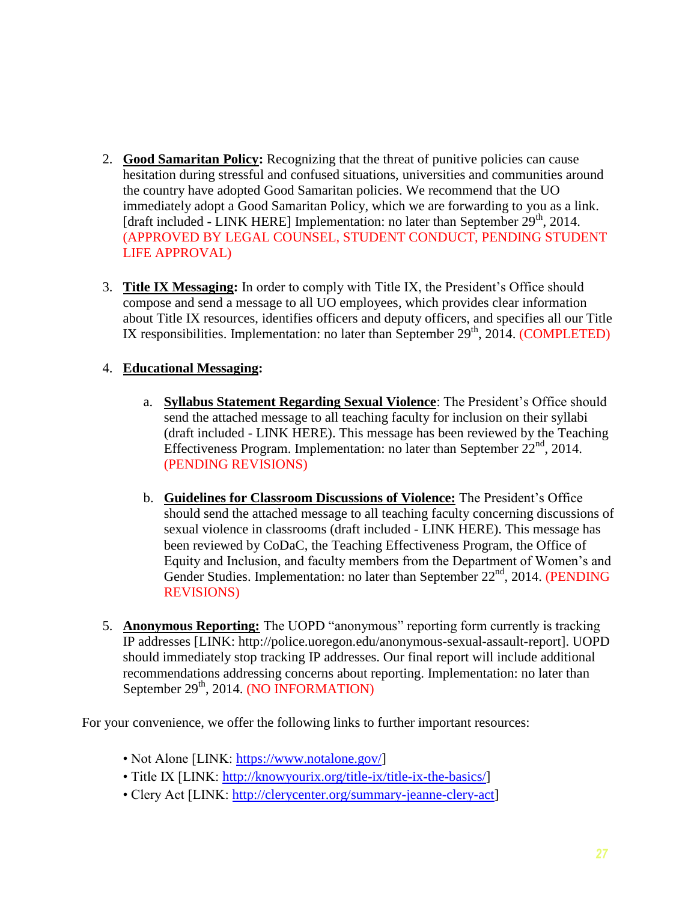2. **Good Samaritan Policy:** Recognizing that the threat of punitive policies can cause hesitation during stressful and confused situations, universities and communities around the country have adopted Good Samaritan policies. We recommend that the UO immediately adopt a Good Samaritan Policy, which we are forwarding to you as a link. [draft included - LINK HERE] Implementation: no later than September 29th, 2014. (APPROVED BY LEGAL COUNSEL, STUDENT CONDUCT, PENDING STUDENT LIFE APPROVAL)

3. **Title IX Messaging:** In order to comply with Title IX, the President's Office should compose and send a message to all UO employees, which provides clear information about Title IX resources, identifies officers and deputy officers, and specifies all our Title IX responsibilities. Implementation: no later than September 29th, 2014. (COMPLETED)

4. **Educational Messaging:**

   a. **Syllabus Statement Regarding Sexual Violence**: The President's Office should send the attached message to all teaching faculty for inclusion on their syllabi (draft included - LINK HERE). This message has been reviewed by the Teaching Effectiveness Program. Implementation: no later than September 22nd, 2014. (PENDING REVISIONS)

   b. **Guidelines for Classroom Discussions of Violence:** The President's Office should send the attached message to all teaching faculty concerning discussions of sexual violence in classrooms (draft included - LINK HERE). This message has been reviewed by CoDaC, the Teaching Effectiveness Program, the Office of Equity and Inclusion, and faculty members from the Department of Women's and Gender Studies. Implementation: no later than September 22nd, 2014. (PENDING REVISIONS)

5. **Anonymous Reporting:** The UOPD "anonymous" reporting form currently is tracking IP addresses [LINK: http://police.uoregon.edu/anonymous-sexual-assault-report]. UOPD should immediately stop tracking IP addresses. Our final report will include additional recommendations addressing concerns about reporting. Implementation: no later than September 29th, 2014. (NO INFORMATION)

For your convenience, we offer the following links to further important resources:

- Not Alone [LINK: https://www.notalone.gov/]
- Title IX [LINK: http://knowyourix.org/title-ix/title-ix-the-basics/]
- Clery Act [LINK: http://clerycenter.org/summary-jeanne-clery-act]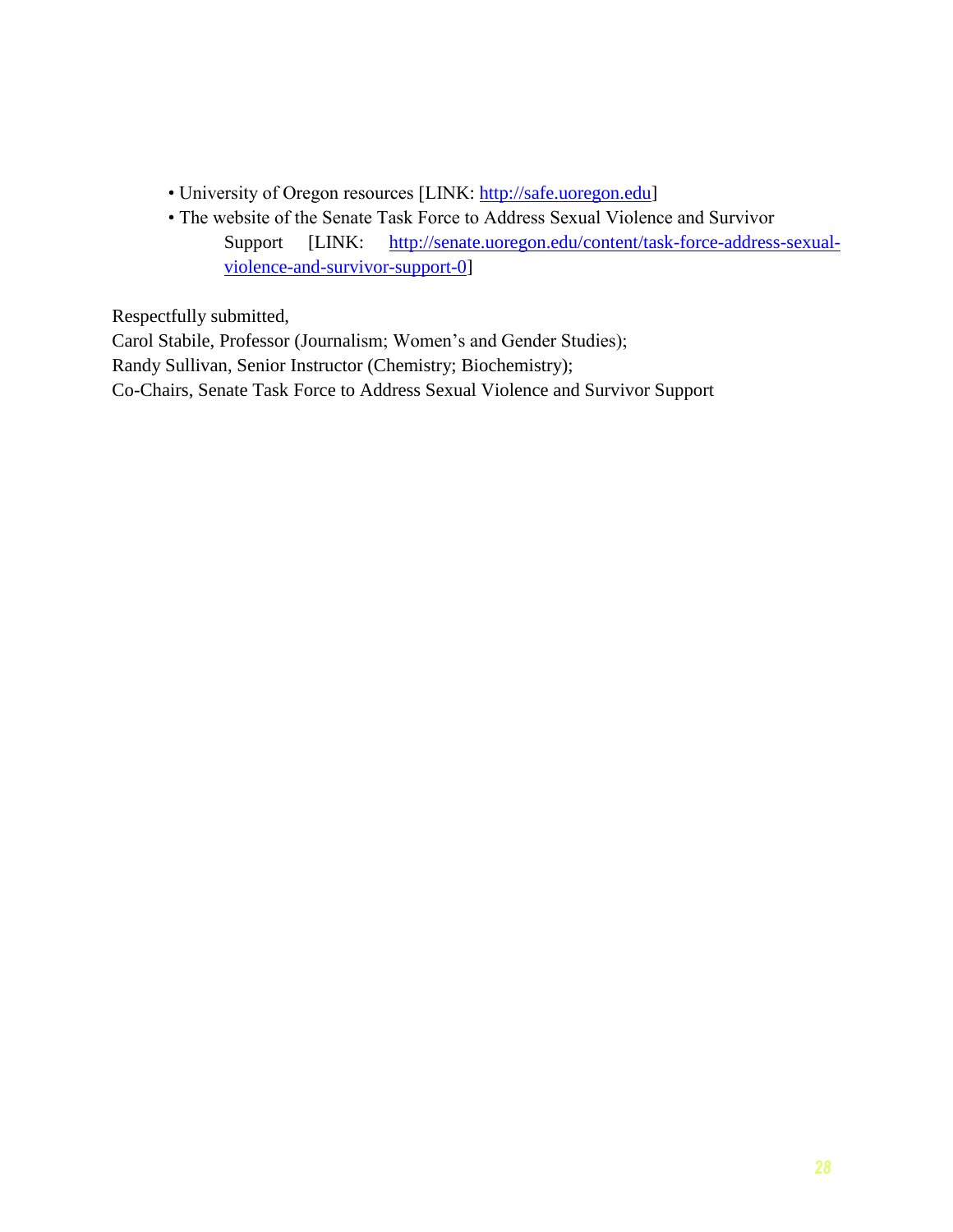- University of Oregon resources [LINK: http://safe.uoregon.edu]
- The website of the Senate Task Force to Address Sexual Violence and Survivor Support [LINK: http://senate.uoregon.edu/content/task-force-address-sexual-violence-and-survivor-support-0]

Respectfully submitted,
Carol Stabile, Professor (Journalism; Women's and Gender Studies);
Randy Sullivan, Senior Instructor (Chemistry; Biochemistry);
Co-Chairs, Senate Task Force to Address Sexual Violence and Survivor Support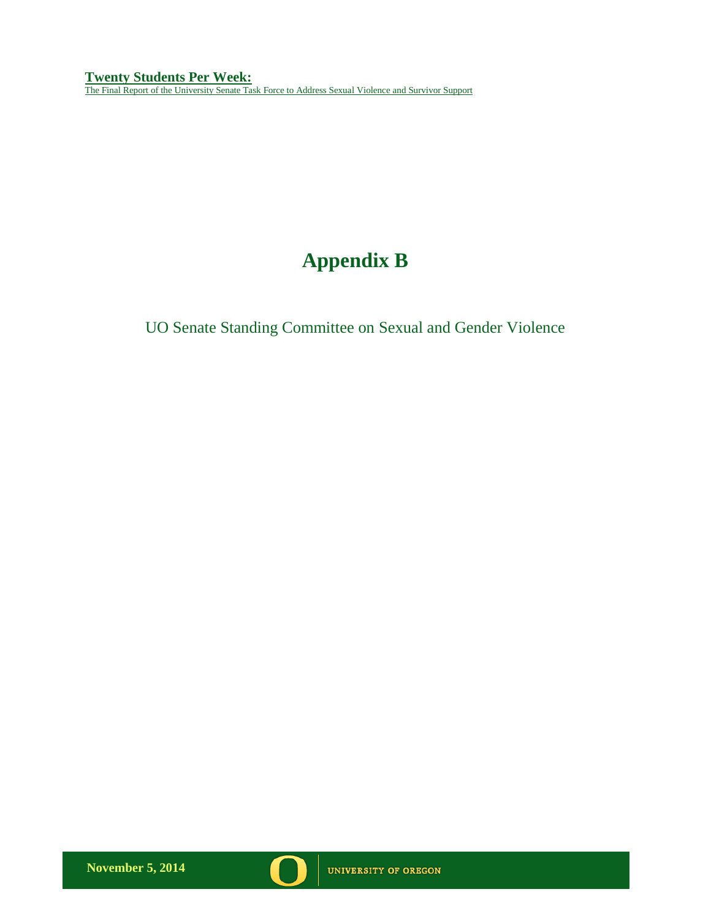# Appendix B

UO Senate Standing Committee on Sexual and Gender Violence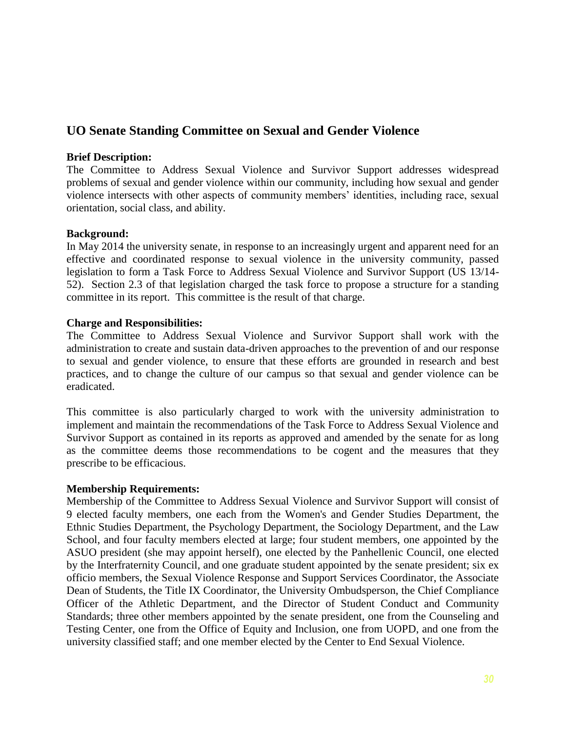## UO Senate Standing Committee on Sexual and Gender Violence

**Brief Description:**
The Committee to Address Sexual Violence and Survivor Support addresses widespread problems of sexual and gender violence within our community, including how sexual and gender violence intersects with other aspects of community members' identities, including race, sexual orientation, social class, and ability.

**Background:**
In May 2014 the university senate, in response to an increasingly urgent and apparent need for an effective and coordinated response to sexual violence in the university community, passed legislation to form a Task Force to Address Sexual Violence and Survivor Support (US 13/14-52). Section 2.3 of that legislation charged the task force to propose a structure for a standing committee in its report. This committee is the result of that charge.

**Charge and Responsibilities:**
The Committee to Address Sexual Violence and Survivor Support shall work with the administration to create and sustain data-driven approaches to the prevention of and our response to sexual and gender violence, to ensure that these efforts are grounded in research and best practices, and to change the culture of our campus so that sexual and gender violence can be eradicated.

This committee is also particularly charged to work with the university administration to implement and maintain the recommendations of the Task Force to Address Sexual Violence and Survivor Support as contained in its reports as approved and amended by the senate for as long as the committee deems those recommendations to be cogent and the measures that they prescribe to be efficacious.

**Membership Requirements:**
Membership of the Committee to Address Sexual Violence and Survivor Support will consist of 9 elected faculty members, one each from the Women's and Gender Studies Department, the Ethnic Studies Department, the Psychology Department, the Sociology Department, and the Law School, and four faculty members elected at large; four student members, one appointed by the ASUO president (she may appoint herself), one elected by the Panhellenic Council, one elected by the Interfraternity Council, and one graduate student appointed by the senate president; six ex officio members, the Sexual Violence Response and Support Services Coordinator, the Associate Dean of Students, the Title IX Coordinator, the University Ombudsperson, the Chief Compliance Officer of the Athletic Department, and the Director of Student Conduct and Community Standards; three other members appointed by the senate president, one from the Counseling and Testing Center, one from the Office of Equity and Inclusion, one from UOPD, and one from the university classified staff; and one member elected by the Center to End Sexual Violence.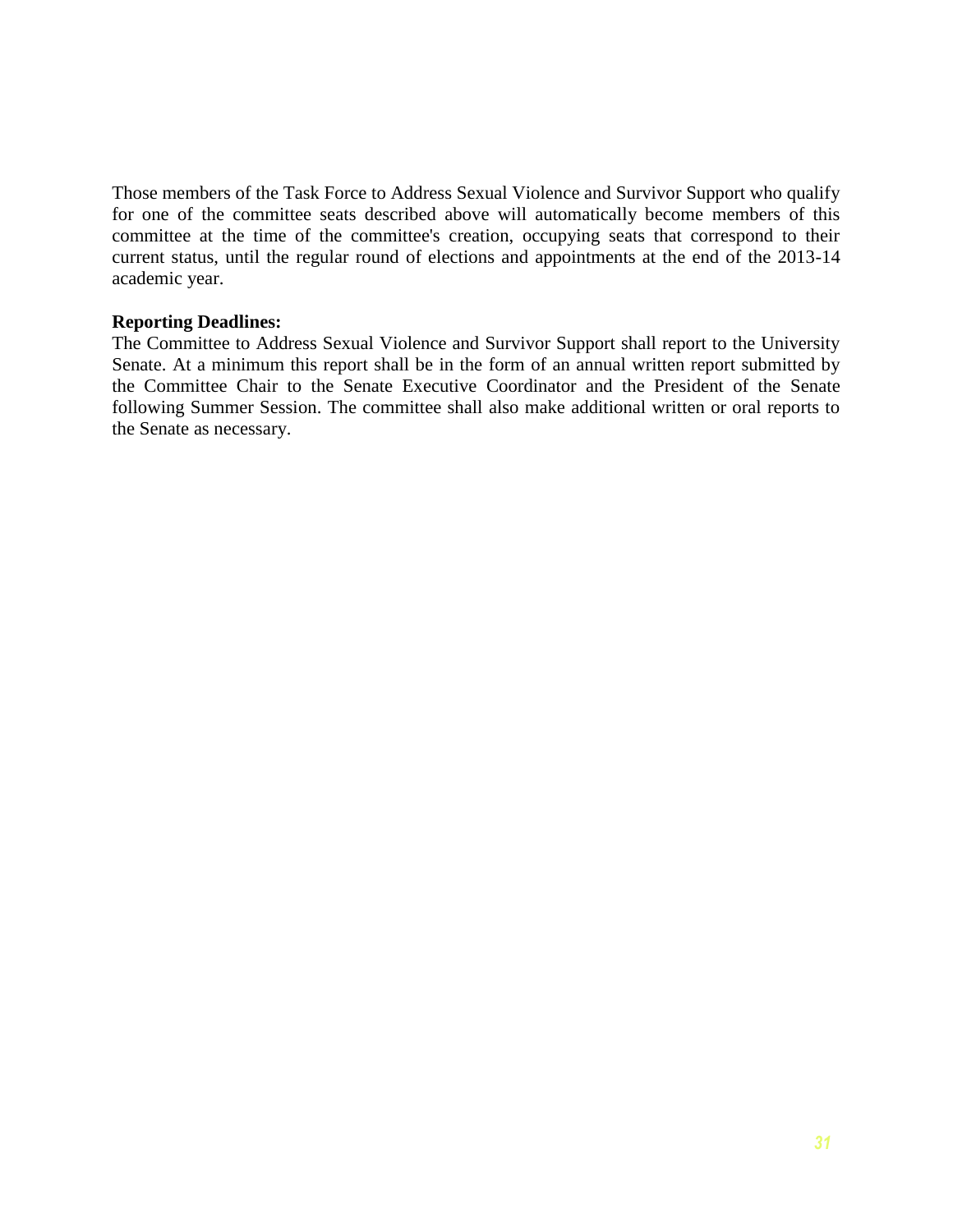Those members of the Task Force to Address Sexual Violence and Survivor Support who qualify for one of the committee seats described above will automatically become members of this committee at the time of the committee's creation, occupying seats that correspond to their current status, until the regular round of elections and appointments at the end of the 2013-14 academic year.

**Reporting Deadlines:**
The Committee to Address Sexual Violence and Survivor Support shall report to the University Senate. At a minimum this report shall be in the form of an annual written report submitted by the Committee Chair to the Senate Executive Coordinator and the President of the Senate following Summer Session. The committee shall also make additional written or oral reports to the Senate as necessary.